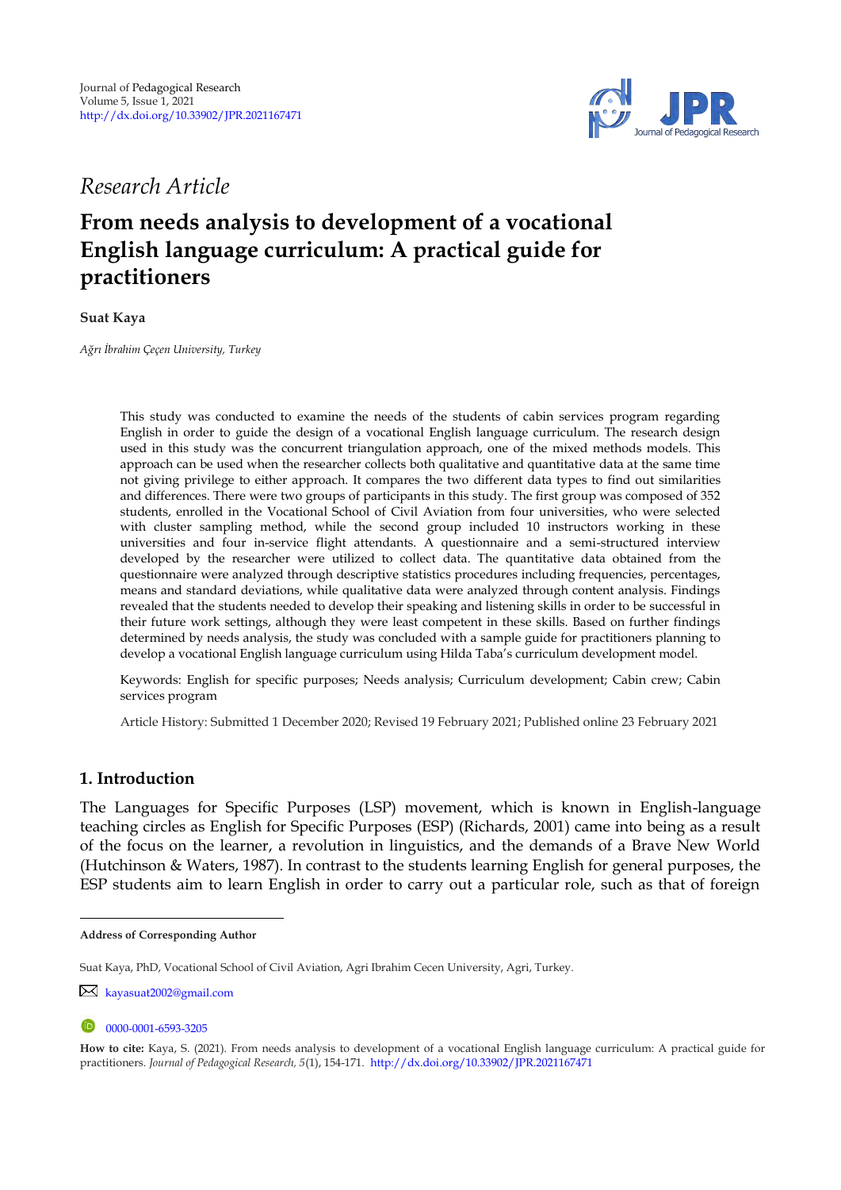*Research Article*

# From needs analysis to development of a vocational English language curriculum: A practical guide for practitioners

**Suat Kaya**

*Ağrı İbrahim Çeçen University, Turkey*

This study was conducted to examine the needs of the students of cabin services program regarding English in order to guide the design of a vocational English language curriculum. The research design used in this study was the concurrent triangulation approach, one of the mixed methods models. This approach can be used when the researcher collects both qualitative and quantitative data at the same time not giving privilege to either approach. It compares the two different data types to find out similarities and differences. There were two groups of participants in this study. The first group was composed of 352 students, enrolled in the Vocational School of Civil Aviation from four universities, who were selected with cluster sampling method, while the second group included 10 instructors working in these universities and four in-service flight attendants. A questionnaire and a semi-structured interview developed by the researcher were utilized to collect data. The quantitative data obtained from the questionnaire were analyzed through descriptive statistics procedures including frequencies, percentages, means and standard deviations, while qualitative data were analyzed through content analysis. Findings revealed that the students needed to develop their speaking and listening skills in order to be successful in their future work settings, although they were least competent in these skills. Based on further findings determined by needs analysis, the study was concluded with a sample guide for practitioners planning to develop a vocational English language curriculum using Hilda Taba's curriculum development model.

Keywords: English for specific purposes; Needs analysis; Curriculum development; Cabin crew; Cabin services program

Article History: Submitted 1 December 2020; Revised 19 February 2021; Published online 23 February 2021

## 1. Introduction

The Languages for Specific Purposes (LSP) movement, which is known in English-language teaching circles as English for Specific Purposes (ESP) (Richards, 2001) came into being as a result of the focus on the learner, a revolution in linguistics, and the demands of a Brave New World (Hutchinson & Waters, 1987). In contrast to the students learning English for general purposes, the ESP students aim to learn English in order to carry out a particular role, such as that of foreign

---

**Address of Corresponding Author**

Suat Kaya, PhD, Vocational School of Civil Aviation, Agri Ibrahim Cecen University, Agri, Turkey.

kayasuat2002@gmail.com

0000-0001-6593-3205

**How to cite:** Kaya, S. (2021). From needs analysis to development of a vocational English language curriculum: A practical guide for practitioners. *Journal of Pedagogical Research, 5*(1), 154-171. http://dx.doi.org/10.33902/JPR.2021167471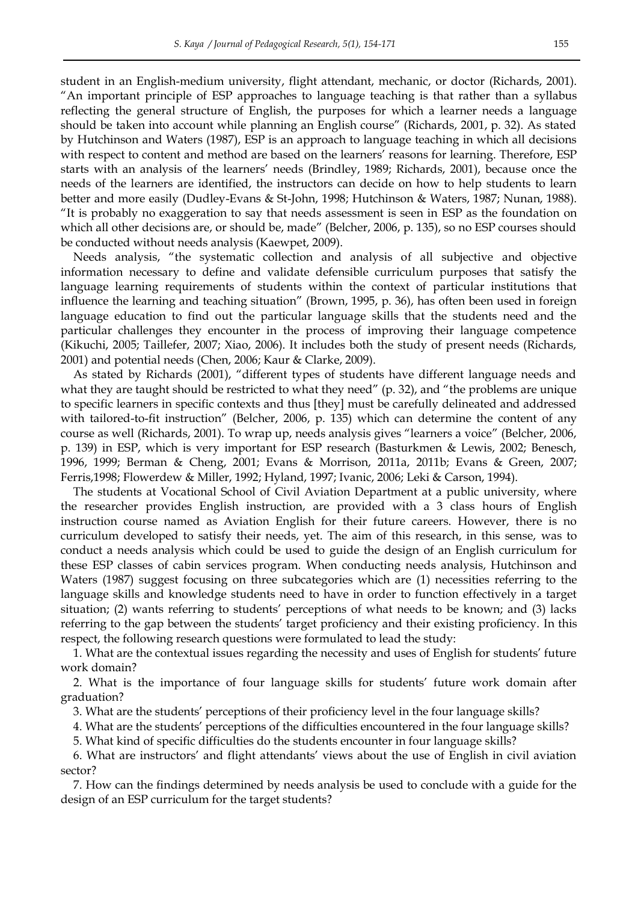student in an English-medium university, flight attendant, mechanic, or doctor (Richards, 2001). "An important principle of ESP approaches to language teaching is that rather than a syllabus reflecting the general structure of English, the purposes for which a learner needs a language should be taken into account while planning an English course" (Richards, 2001, p. 32). As stated by Hutchinson and Waters (1987), ESP is an approach to language teaching in which all decisions with respect to content and method are based on the learners' reasons for learning. Therefore, ESP starts with an analysis of the learners' needs (Brindley, 1989; Richards, 2001), because once the needs of the learners are identified, the instructors can decide on how to help students to learn better and more easily (Dudley-Evans & St-John, 1998; Hutchinson & Waters, 1987; Nunan, 1988). "It is probably no exaggeration to say that needs assessment is seen in ESP as the foundation on which all other decisions are, or should be, made" (Belcher, 2006, p. 135), so no ESP courses should be conducted without needs analysis (Kaewpet, 2009).

Needs analysis, "the systematic collection and analysis of all subjective and objective information necessary to define and validate defensible curriculum purposes that satisfy the language learning requirements of students within the context of particular institutions that influence the learning and teaching situation" (Brown, 1995, p. 36), has often been used in foreign language education to find out the particular language skills that the students need and the particular challenges they encounter in the process of improving their language competence (Kikuchi, 2005; Taillefer, 2007; Xiao, 2006). It includes both the study of present needs (Richards, 2001) and potential needs (Chen, 2006; Kaur & Clarke, 2009).

As stated by Richards (2001), "different types of students have different language needs and what they are taught should be restricted to what they need" (p. 32), and "the problems are unique to specific learners in specific contexts and thus [they] must be carefully delineated and addressed with tailored-to-fit instruction" (Belcher, 2006, p. 135) which can determine the content of any course as well (Richards, 2001). To wrap up, needs analysis gives "learners a voice" (Belcher, 2006, p. 139) in ESP, which is very important for ESP research (Basturkmen & Lewis, 2002; Benesch, 1996, 1999; Berman & Cheng, 2001; Evans & Morrison, 2011a, 2011b; Evans & Green, 2007; Ferris,1998; Flowerdew & Miller, 1992; Hyland, 1997; Ivanic, 2006; Leki & Carson, 1994).

The students at Vocational School of Civil Aviation Department at a public university, where the researcher provides English instruction, are provided with a 3 class hours of English instruction course named as Aviation English for their future careers. However, there is no curriculum developed to satisfy their needs, yet. The aim of this research, in this sense, was to conduct a needs analysis which could be used to guide the design of an English curriculum for these ESP classes of cabin services program. When conducting needs analysis, Hutchinson and Waters (1987) suggest focusing on three subcategories which are (1) necessities referring to the language skills and knowledge students need to have in order to function effectively in a target situation; (2) wants referring to students' perceptions of what needs to be known; and (3) lacks referring to the gap between the students' target proficiency and their existing proficiency. In this respect, the following research questions were formulated to lead the study:

1. What are the contextual issues regarding the necessity and uses of English for students' future work domain?
2. What is the importance of four language skills for students' future work domain after graduation?
3. What are the students' perceptions of their proficiency level in the four language skills?
4. What are the students' perceptions of the difficulties encountered in the four language skills?
5. What kind of specific difficulties do the students encounter in four language skills?
6. What are instructors' and flight attendants' views about the use of English in civil aviation sector?
7. How can the findings determined by needs analysis be used to conclude with a guide for the design of an ESP curriculum for the target students?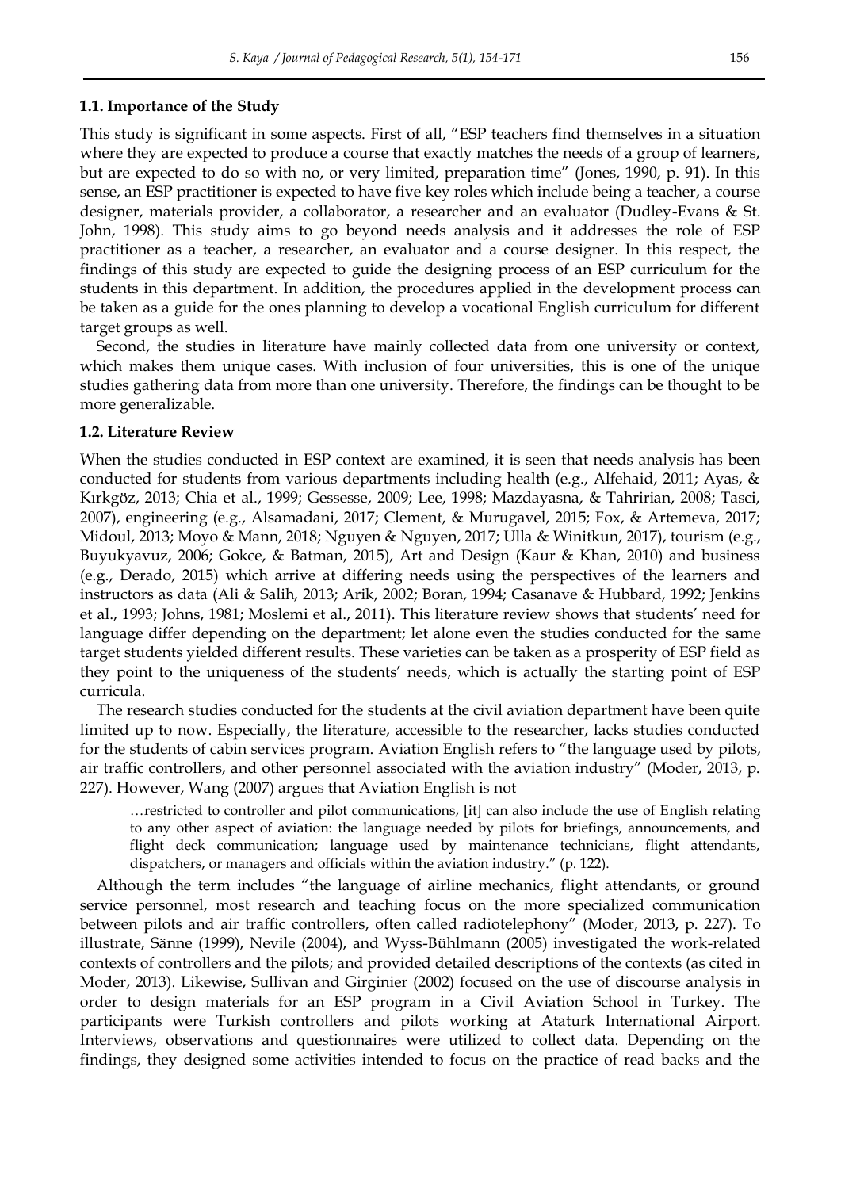### 1.1. Importance of the Study

This study is significant in some aspects. First of all, "ESP teachers find themselves in a situation where they are expected to produce a course that exactly matches the needs of a group of learners, but are expected to do so with no, or very limited, preparation time" (Jones, 1990, p. 91). In this sense, an ESP practitioner is expected to have five key roles which include being a teacher, a course designer, materials provider, a collaborator, a researcher and an evaluator (Dudley-Evans & St. John, 1998). This study aims to go beyond needs analysis and it addresses the role of ESP practitioner as a teacher, a researcher, an evaluator and a course designer. In this respect, the findings of this study are expected to guide the designing process of an ESP curriculum for the students in this department. In addition, the procedures applied in the development process can be taken as a guide for the ones planning to develop a vocational English curriculum for different target groups as well.

Second, the studies in literature have mainly collected data from one university or context, which makes them unique cases. With inclusion of four universities, this is one of the unique studies gathering data from more than one university. Therefore, the findings can be thought to be more generalizable.

### 1.2. Literature Review

When the studies conducted in ESP context are examined, it is seen that needs analysis has been conducted for students from various departments including health (e.g., Alfehaid, 2011; Ayas, & Kırkgöz, 2013; Chia et al., 1999; Gessesse, 2009; Lee, 1998; Mazdayasna, & Tahririan, 2008; Tasci, 2007), engineering (e.g., Alsamadani, 2017; Clement, & Murugavel, 2015; Fox, & Artemeva, 2017; Midoul, 2013; Moyo & Mann, 2018; Nguyen & Nguyen, 2017; Ulla & Winitkun, 2017), tourism (e.g., Buyukyavuz, 2006; Gokce, & Batman, 2015), Art and Design (Kaur & Khan, 2010) and business (e.g., Derado, 2015) which arrive at differing needs using the perspectives of the learners and instructors as data (Ali & Salih, 2013; Arik, 2002; Boran, 1994; Casanave & Hubbard, 1992; Jenkins et al., 1993; Johns, 1981; Moslemi et al., 2011). This literature review shows that students' need for language differ depending on the department; let alone even the studies conducted for the same target students yielded different results. These varieties can be taken as a prosperity of ESP field as they point to the uniqueness of the students' needs, which is actually the starting point of ESP curricula.

The research studies conducted for the students at the civil aviation department have been quite limited up to now. Especially, the literature, accessible to the researcher, lacks studies conducted for the students of cabin services program. Aviation English refers to "the language used by pilots, air traffic controllers, and other personnel associated with the aviation industry" (Moder, 2013, p. 227). However, Wang (2007) argues that Aviation English is not

> …restricted to controller and pilot communications, [it] can also include the use of English relating to any other aspect of aviation: the language needed by pilots for briefings, announcements, and flight deck communication; language used by maintenance technicians, flight attendants, dispatchers, or managers and officials within the aviation industry." (p. 122).

Although the term includes "the language of airline mechanics, flight attendants, or ground service personnel, most research and teaching focus on the more specialized communication between pilots and air traffic controllers, often called radiotelephony" (Moder, 2013, p. 227). To illustrate, Sänne (1999), Nevile (2004), and Wyss-Bühlmann (2005) investigated the work-related contexts of controllers and the pilots; and provided detailed descriptions of the contexts (as cited in Moder, 2013). Likewise, Sullivan and Girginier (2002) focused on the use of discourse analysis in order to design materials for an ESP program in a Civil Aviation School in Turkey. The participants were Turkish controllers and pilots working at Ataturk International Airport. Interviews, observations and questionnaires were utilized to collect data. Depending on the findings, they designed some activities intended to focus on the practice of read backs and the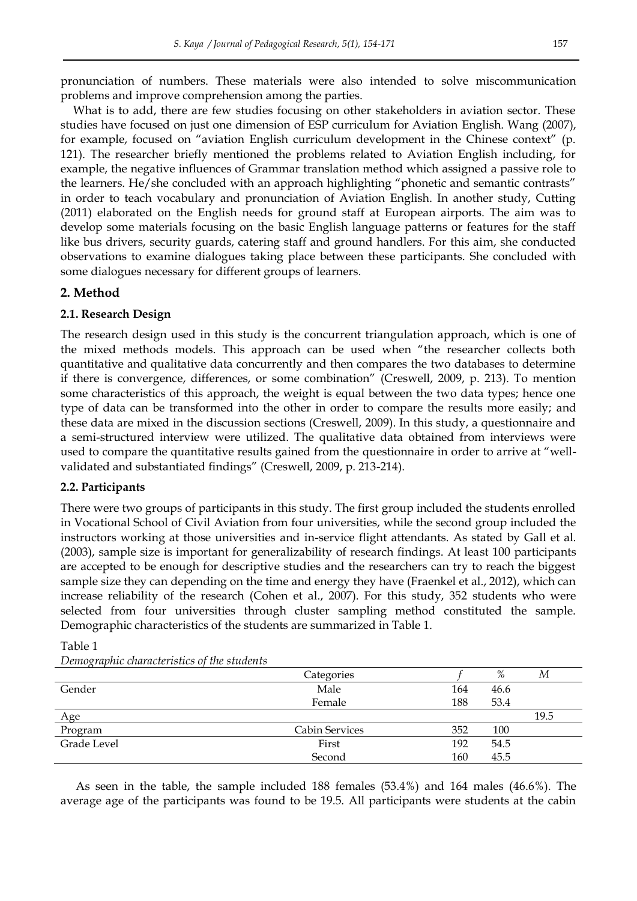pronunciation of numbers. These materials were also intended to solve miscommunication problems and improve comprehension among the parties.

What is to add, there are few studies focusing on other stakeholders in aviation sector. These studies have focused on just one dimension of ESP curriculum for Aviation English. Wang (2007), for example, focused on "aviation English curriculum development in the Chinese context" (p. 121). The researcher briefly mentioned the problems related to Aviation English including, for example, the negative influences of Grammar translation method which assigned a passive role to the learners. He/she concluded with an approach highlighting "phonetic and semantic contrasts" in order to teach vocabulary and pronunciation of Aviation English. In another study, Cutting (2011) elaborated on the English needs for ground staff at European airports. The aim was to develop some materials focusing on the basic English language patterns or features for the staff like bus drivers, security guards, catering staff and ground handlers. For this aim, she conducted observations to examine dialogues taking place between these participants. She concluded with some dialogues necessary for different groups of learners.

## 2. Method

### 2.1. Research Design

The research design used in this study is the concurrent triangulation approach, which is one of the mixed methods models. This approach can be used when "the researcher collects both quantitative and qualitative data concurrently and then compares the two databases to determine if there is convergence, differences, or some combination" (Creswell, 2009, p. 213). To mention some characteristics of this approach, the weight is equal between the two data types; hence one type of data can be transformed into the other in order to compare the results more easily; and these data are mixed in the discussion sections (Creswell, 2009). In this study, a questionnaire and a semi-structured interview were utilized. The qualitative data obtained from interviews were used to compare the quantitative results gained from the questionnaire in order to arrive at "well-validated and substantiated findings" (Creswell, 2009, p. 213-214).

### 2.2. Participants

There were two groups of participants in this study. The first group included the students enrolled in Vocational School of Civil Aviation from four universities, while the second group included the instructors working at those universities and in-service flight attendants. As stated by Gall et al. (2003), sample size is important for generalizability of research findings. At least 100 participants are accepted to be enough for descriptive studies and the researchers can try to reach the biggest sample size they can depending on the time and energy they have (Fraenkel et al., 2012), which can increase reliability of the research (Cohen et al., 2007). For this study, 352 students who were selected from four universities through cluster sampling method constituted the sample. Demographic characteristics of the students are summarized in Table 1.

Table 1

*Demographic characteristics of the students*

| | Categories | *f* | % | *M* |
|---|---|---|---|---|
| Gender | Male | 164 | 46.6 | |
| | Female | 188 | 53.4 | |
| Age | | | | 19.5 |
| Program | Cabin Services | 352 | 100 | |
| Grade Level | First | 192 | 54.5 | |
| | Second | 160 | 45.5 | |

As seen in the table, the sample included 188 females (53.4%) and 164 males (46.6%). The average age of the participants was found to be 19.5. All participants were students at the cabin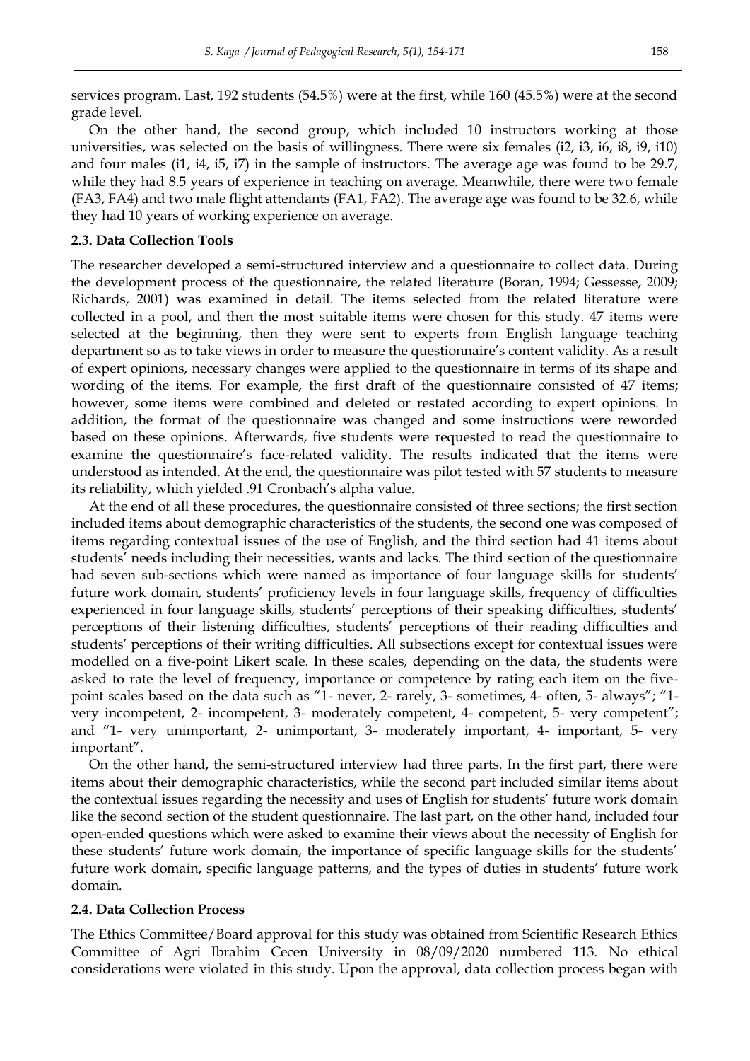services program. Last, 192 students (54.5%) were at the first, while 160 (45.5%) were at the second grade level.

On the other hand, the second group, which included 10 instructors working at those universities, was selected on the basis of willingness. There were six females (i2, i3, i6, i8, i9, i10) and four males (i1, i4, i5, i7) in the sample of instructors. The average age was found to be 29.7, while they had 8.5 years of experience in teaching on average. Meanwhile, there were two female (FA3, FA4) and two male flight attendants (FA1, FA2). The average age was found to be 32.6, while they had 10 years of working experience on average.

### 2.3. Data Collection Tools

The researcher developed a semi-structured interview and a questionnaire to collect data. During the development process of the questionnaire, the related literature (Boran, 1994; Gessesse, 2009; Richards, 2001) was examined in detail. The items selected from the related literature were collected in a pool, and then the most suitable items were chosen for this study. 47 items were selected at the beginning, then they were sent to experts from English language teaching department so as to take views in order to measure the questionnaire's content validity. As a result of expert opinions, necessary changes were applied to the questionnaire in terms of its shape and wording of the items. For example, the first draft of the questionnaire consisted of 47 items; however, some items were combined and deleted or restated according to expert opinions. In addition, the format of the questionnaire was changed and some instructions were reworded based on these opinions. Afterwards, five students were requested to read the questionnaire to examine the questionnaire's face-related validity. The results indicated that the items were understood as intended. At the end, the questionnaire was pilot tested with 57 students to measure its reliability, which yielded .91 Cronbach's alpha value.

At the end of all these procedures, the questionnaire consisted of three sections; the first section included items about demographic characteristics of the students, the second one was composed of items regarding contextual issues of the use of English, and the third section had 41 items about students' needs including their necessities, wants and lacks. The third section of the questionnaire had seven sub-sections which were named as importance of four language skills for students' future work domain, students' proficiency levels in four language skills, frequency of difficulties experienced in four language skills, students' perceptions of their speaking difficulties, students' perceptions of their listening difficulties, students' perceptions of their reading difficulties and students' perceptions of their writing difficulties. All subsections except for contextual issues were modelled on a five-point Likert scale. In these scales, depending on the data, the students were asked to rate the level of frequency, importance or competence by rating each item on the five-point scales based on the data such as "1- never, 2- rarely, 3- sometimes, 4- often, 5- always"; "1- very incompetent, 2- incompetent, 3- moderately competent, 4- competent, 5- very competent"; and "1- very unimportant, 2- unimportant, 3- moderately important, 4- important, 5- very important".

On the other hand, the semi-structured interview had three parts. In the first part, there were items about their demographic characteristics, while the second part included similar items about the contextual issues regarding the necessity and uses of English for students' future work domain like the second section of the student questionnaire. The last part, on the other hand, included four open-ended questions which were asked to examine their views about the necessity of English for these students' future work domain, the importance of specific language skills for the students' future work domain, specific language patterns, and the types of duties in students' future work domain.

### 2.4. Data Collection Process

The Ethics Committee/Board approval for this study was obtained from Scientific Research Ethics Committee of Agri Ibrahim Cecen University in 08/09/2020 numbered 113. No ethical considerations were violated in this study. Upon the approval, data collection process began with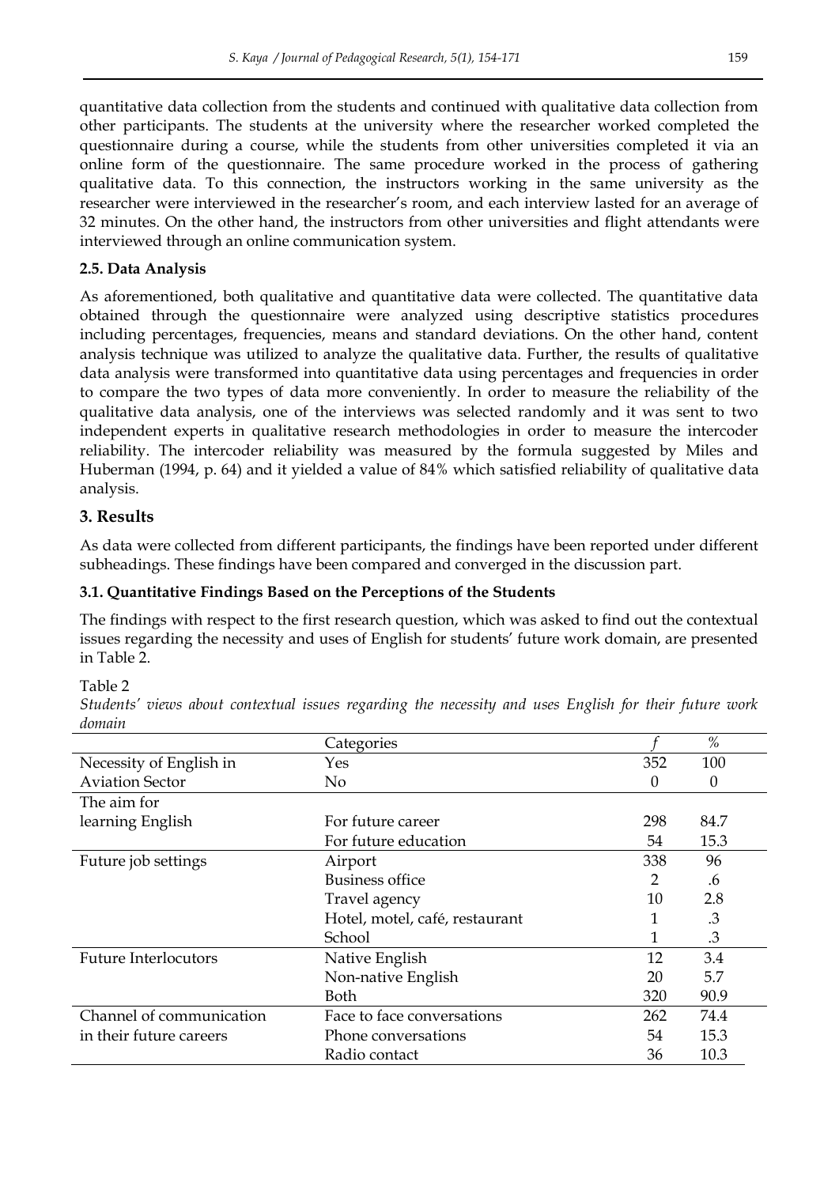quantitative data collection from the students and continued with qualitative data collection from other participants. The students at the university where the researcher worked completed the questionnaire during a course, while the students from other universities completed it via an online form of the questionnaire. The same procedure worked in the process of gathering qualitative data. To this connection, the instructors working in the same university as the researcher were interviewed in the researcher's room, and each interview lasted for an average of 32 minutes. On the other hand, the instructors from other universities and flight attendants were interviewed through an online communication system.

### 2.5. Data Analysis

As aforementioned, both qualitative and quantitative data were collected. The quantitative data obtained through the questionnaire were analyzed using descriptive statistics procedures including percentages, frequencies, means and standard deviations. On the other hand, content analysis technique was utilized to analyze the qualitative data. Further, the results of qualitative data analysis were transformed into quantitative data using percentages and frequencies in order to compare the two types of data more conveniently. In order to measure the reliability of the qualitative data analysis, one of the interviews was selected randomly and it was sent to two independent experts in qualitative research methodologies in order to measure the intercoder reliability. The intercoder reliability was measured by the formula suggested by Miles and Huberman (1994, p. 64) and it yielded a value of 84% which satisfied reliability of qualitative data analysis.

## 3. Results

As data were collected from different participants, the findings have been reported under different subheadings. These findings have been compared and converged in the discussion part.

### 3.1. Quantitative Findings Based on the Perceptions of the Students

The findings with respect to the first research question, which was asked to find out the contextual issues regarding the necessity and uses of English for students' future work domain, are presented in Table 2.

Table 2

*Students' views about contextual issues regarding the necessity and uses English for their future work domain*

| | Categories | *f* | % |
|---|---|---|---|
| Necessity of English in Aviation Sector | Yes | 352 | 100 |
| | No | 0 | 0 |
| The aim for learning English | For future career | 298 | 84.7 |
| | For future education | 54 | 15.3 |
| Future job settings | Airport | 338 | 96 |
| | Business office | 2 | .6 |
| | Travel agency | 10 | 2.8 |
| | Hotel, motel, café, restaurant | 1 | .3 |
| | School | 1 | .3 |
| Future Interlocutors | Native English | 12 | 3.4 |
| | Non-native English | 20 | 5.7 |
| | Both | 320 | 90.9 |
| Channel of communication in their future careers | Face to face conversations | 262 | 74.4 |
| | Phone conversations | 54 | 15.3 |
| | Radio contact | 36 | 10.3 |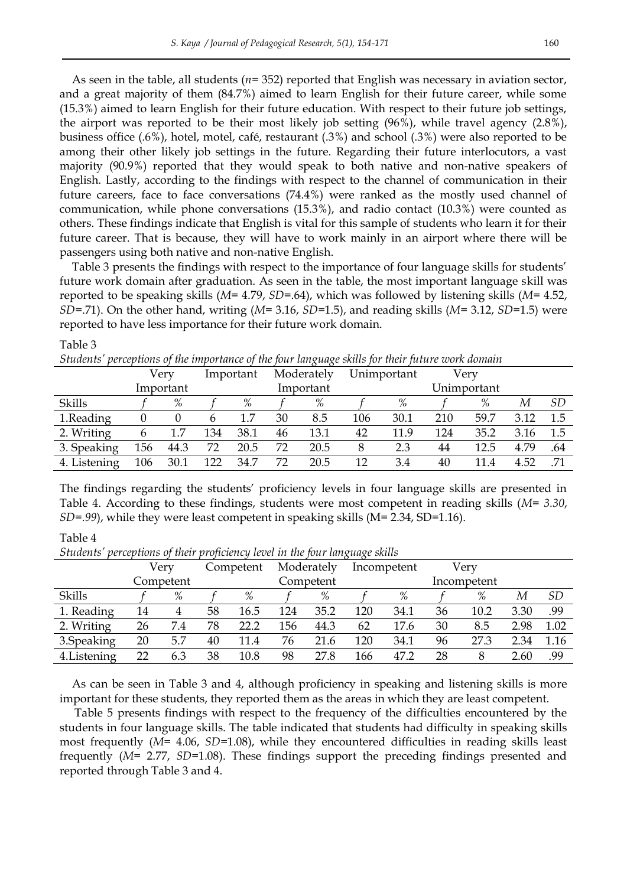As seen in the table, all students (*n*= 352) reported that English was necessary in aviation sector, and a great majority of them (84.7%) aimed to learn English for their future career, while some (15.3%) aimed to learn English for their future education. With respect to their future job settings, the airport was reported to be their most likely job setting (96%), while travel agency (2.8%), business office (.6%), hotel, motel, café, restaurant (.3%) and school (.3%) were also reported to be among their other likely job settings in the future. Regarding their future interlocutors, a vast majority (90.9%) reported that they would speak to both native and non-native speakers of English. Lastly, according to the findings with respect to the channel of communication in their future careers, face to face conversations (74.4%) were ranked as the mostly used channel of communication, while phone conversations (15.3%), and radio contact (10.3%) were counted as others. These findings indicate that English is vital for this sample of students who learn it for their future career. That is because, they will have to work mainly in an airport where there will be passengers using both native and non-native English.

Table 3 presents the findings with respect to the importance of four language skills for students' future work domain after graduation. As seen in the table, the most important language skill was reported to be speaking skills (*M*= 4.79, *SD*=.64), which was followed by listening skills (*M*= 4.52, *SD*=.71). On the other hand, writing (*M*= 3.16, *SD*=1.5), and reading skills (*M*= 3.12, *SD*=1.5) were reported to have less importance for their future work domain.

Table 3

*Students' perceptions of the importance of the four language skills for their future work domain*

| | Very Important | | Important | | Moderately Important | | Unimportant | | Very Unimportant | | | |
|---|---|---|---|---|---|---|---|---|---|---|---|---|
| Skills | *f* | % | *f* | % | *f* | % | *f* | % | *f* | % | *M* | *SD* |
| 1.Reading | 0 | 0 | 6 | 1.7 | 30 | 8.5 | 106 | 30.1 | 210 | 59.7 | 3.12 | 1.5 |
| 2. Writing | 6 | 1.7 | 134 | 38.1 | 46 | 13.1 | 42 | 11.9 | 124 | 35.2 | 3.16 | 1.5 |
| 3. Speaking | 156 | 44.3 | 72 | 20.5 | 72 | 20.5 | 8 | 2.3 | 44 | 12.5 | 4.79 | .64 |
| 4. Listening | 106 | 30.1 | 122 | 34.7 | 72 | 20.5 | 12 | 3.4 | 40 | 11.4 | 4.52 | .71 |

The findings regarding the students' proficiency levels in four language skills are presented in Table 4. According to these findings, students were most competent in reading skills (*M*= *3.30*, *SD*=*.99*), while they were least competent in speaking skills (M= 2.34, SD=1.16).

Table 4

*Students' perceptions of their proficiency level in the four language skills*

| | Very Competent | | Competent | | Moderately Competent | | Incompetent | | Very Incompetent | | | |
|---|---|---|---|---|---|---|---|---|---|---|---|---|
| Skills | *f* | % | *f* | % | *f* | % | *f* | % | *f* | % | *M* | *SD* |
| 1. Reading | 14 | 4 | 58 | 16.5 | 124 | 35.2 | 120 | 34.1 | 36 | 10.2 | 3.30 | .99 |
| 2. Writing | 26 | 7.4 | 78 | 22.2 | 156 | 44.3 | 62 | 17.6 | 30 | 8.5 | 2.98 | 1.02 |
| 3.Speaking | 20 | 5.7 | 40 | 11.4 | 76 | 21.6 | 120 | 34.1 | 96 | 27.3 | 2.34 | 1.16 |
| 4.Listening | 22 | 6.3 | 38 | 10.8 | 98 | 27.8 | 166 | 47.2 | 28 | 8 | 2.60 | .99 |

As can be seen in Table 3 and 4, although proficiency in speaking and listening skills is more important for these students, they reported them as the areas in which they are least competent.

Table 5 presents findings with respect to the frequency of the difficulties encountered by the students in four language skills. The table indicated that students had difficulty in speaking skills most frequently (*M*= 4.06, *SD*=1.08), while they encountered difficulties in reading skills least frequently (*M*= 2.77, *SD*=1.08). These findings support the preceding findings presented and reported through Table 3 and 4.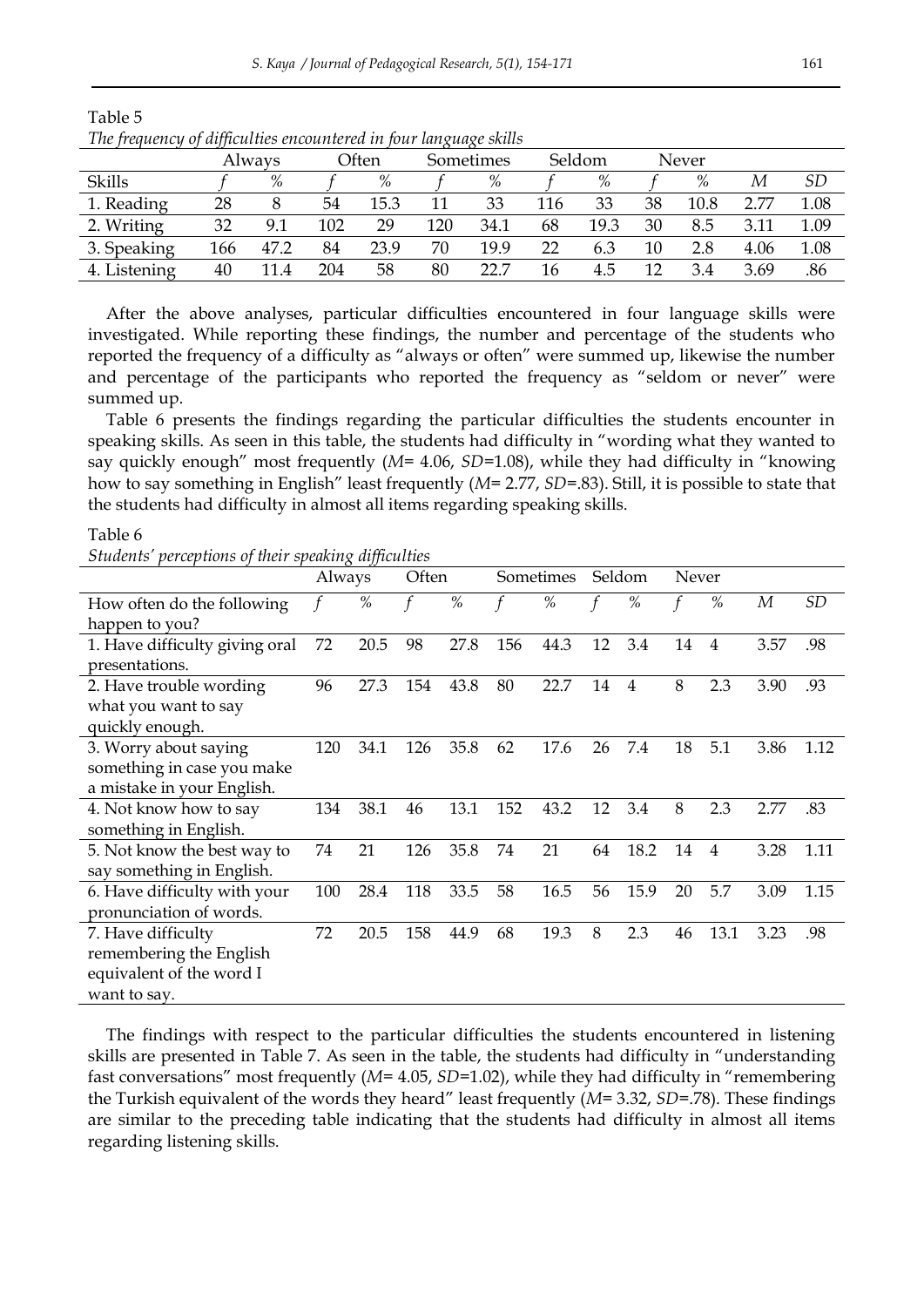Table 5

*The frequency of difficulties encountered in four language skills*

| | Always | | Often | | Sometimes | | Seldom | | Never | | | |
|---|---|---|---|---|---|---|---|---|---|---|---|---|
| Skills | *f* | % | *f* | % | *f* | % | *f* | % | *f* | % | *M* | *SD* |
| 1. Reading | 28 | 8 | 54 | 15.3 | 11 | 33 | 116 | 33 | 38 | 10.8 | 2.77 | 1.08 |
| 2. Writing | 32 | 9.1 | 102 | 29 | 120 | 34.1 | 68 | 19.3 | 30 | 8.5 | 3.11 | 1.09 |
| 3. Speaking | 166 | 47.2 | 84 | 23.9 | 70 | 19.9 | 22 | 6.3 | 10 | 2.8 | 4.06 | 1.08 |
| 4. Listening | 40 | 11.4 | 204 | 58 | 80 | 22.7 | 16 | 4.5 | 12 | 3.4 | 3.69 | .86 |

After the above analyses, particular difficulties encountered in four language skills were investigated. While reporting these findings, the number and percentage of the students who reported the frequency of a difficulty as "always or often" were summed up, likewise the number and percentage of the participants who reported the frequency as "seldom or never" were summed up.

Table 6 presents the findings regarding the particular difficulties the students encounter in speaking skills. As seen in this table, the students had difficulty in "wording what they wanted to say quickly enough" most frequently (*M*= 4.06, *SD*=1.08), while they had difficulty in "knowing how to say something in English" least frequently (*M*= 2.77, *SD*=.83). Still, it is possible to state that the students had difficulty in almost all items regarding speaking skills.

Table 6

*Students' perceptions of their speaking difficulties*

| | Always | | Often | | Sometimes | | Seldom | | Never | | | |
|---|---|---|---|---|---|---|---|---|---|---|---|---|
| How often do the following happen to you? | *f* | % | *f* | % | *f* | % | *f* | % | *f* | % | *M* | *SD* |
| 1. Have difficulty giving oral presentations. | 72 | 20.5 | 98 | 27.8 | 156 | 44.3 | 12 | 3.4 | 14 | 4 | 3.57 | .98 |
| 2. Have trouble wording what you want to say quickly enough. | 96 | 27.3 | 154 | 43.8 | 80 | 22.7 | 14 | 4 | 8 | 2.3 | 3.90 | .93 |
| 3. Worry about saying something in case you make a mistake in your English. | 120 | 34.1 | 126 | 35.8 | 62 | 17.6 | 26 | 7.4 | 18 | 5.1 | 3.86 | 1.12 |
| 4. Not know how to say something in English. | 134 | 38.1 | 46 | 13.1 | 152 | 43.2 | 12 | 3.4 | 8 | 2.3 | 2.77 | .83 |
| 5. Not know the best way to say something in English. | 74 | 21 | 126 | 35.8 | 74 | 21 | 64 | 18.2 | 14 | 4 | 3.28 | 1.11 |
| 6. Have difficulty with your pronunciation of words. | 100 | 28.4 | 118 | 33.5 | 58 | 16.5 | 56 | 15.9 | 20 | 5.7 | 3.09 | 1.15 |
| 7. Have difficulty remembering the English equivalent of the word I want to say. | 72 | 20.5 | 158 | 44.9 | 68 | 19.3 | 8 | 2.3 | 46 | 13.1 | 3.23 | .98 |

The findings with respect to the particular difficulties the students encountered in listening skills are presented in Table 7. As seen in the table, the students had difficulty in "understanding fast conversations" most frequently (*M*= 4.05, *SD*=1.02), while they had difficulty in "remembering the Turkish equivalent of the words they heard" least frequently (*M*= 3.32, *SD*=.78). These findings are similar to the preceding table indicating that the students had difficulty in almost all items regarding listening skills.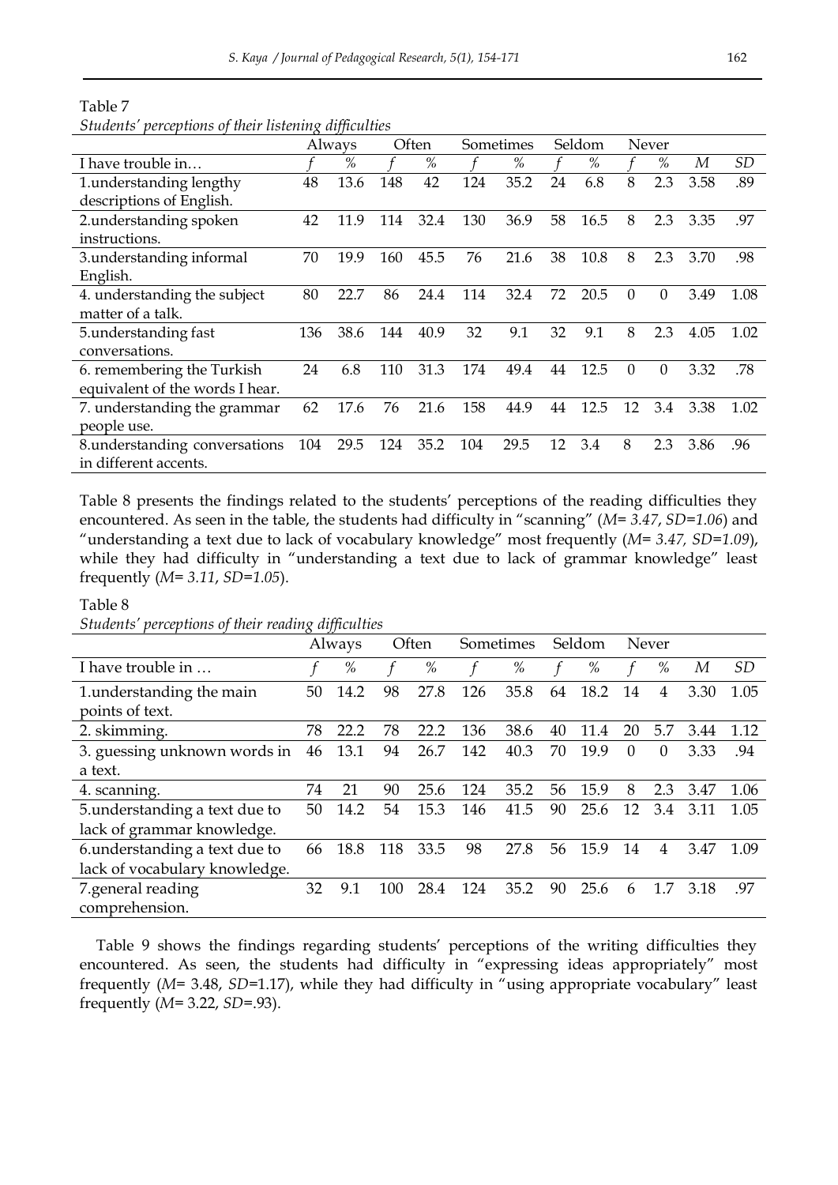Table 7

*Students' perceptions of their listening difficulties*

| | Always | | Often | | Sometimes | | Seldom | | Never | | | |
|---|---|---|---|---|---|---|---|---|---|---|---|---|
| I have trouble in… | *f* | % | *f* | % | *f* | % | *f* | % | *f* | % | *M* | *SD* |
| 1.understanding lengthy descriptions of English. | 48 | 13.6 | 148 | 42 | 124 | 35.2 | 24 | 6.8 | 8 | 2.3 | 3.58 | .89 |
| 2.understanding spoken instructions. | 42 | 11.9 | 114 | 32.4 | 130 | 36.9 | 58 | 16.5 | 8 | 2.3 | 3.35 | .97 |
| 3.understanding informal English. | 70 | 19.9 | 160 | 45.5 | 76 | 21.6 | 38 | 10.8 | 8 | 2.3 | 3.70 | .98 |
| 4. understanding the subject matter of a talk. | 80 | 22.7 | 86 | 24.4 | 114 | 32.4 | 72 | 20.5 | 0 | 0 | 3.49 | 1.08 |
| 5.understanding fast conversations. | 136 | 38.6 | 144 | 40.9 | 32 | 9.1 | 32 | 9.1 | 8 | 2.3 | 4.05 | 1.02 |
| 6. remembering the Turkish equivalent of the words I hear. | 24 | 6.8 | 110 | 31.3 | 174 | 49.4 | 44 | 12.5 | 0 | 0 | 3.32 | .78 |
| 7. understanding the grammar people use. | 62 | 17.6 | 76 | 21.6 | 158 | 44.9 | 44 | 12.5 | 12 | 3.4 | 3.38 | 1.02 |
| 8.understanding conversations in different accents. | 104 | 29.5 | 124 | 35.2 | 104 | 29.5 | 12 | 3.4 | 8 | 2.3 | 3.86 | .96 |

Table 8 presents the findings related to the students' perceptions of the reading difficulties they encountered. As seen in the table, the students had difficulty in "scanning" (*M= 3.47*, *SD=1.06*) and "understanding a text due to lack of vocabulary knowledge" most frequently (*M= 3.47, SD=1.09*), while they had difficulty in "understanding a text due to lack of grammar knowledge" least frequently (*M= 3.11*, *SD=1.05*).

Table 8

*Students' perceptions of their reading difficulties*

| | Always | | Often | | Sometimes | | Seldom | | Never | | | |
|---|---|---|---|---|---|---|---|---|---|---|---|---|
| I have trouble in … | *f* | % | *f* | % | *f* | % | *f* | % | *f* | % | *M* | *SD* |
| 1.understanding the main points of text. | 50 | 14.2 | 98 | 27.8 | 126 | 35.8 | 64 | 18.2 | 14 | 4 | 3.30 | 1.05 |
| 2. skimming. | 78 | 22.2 | 78 | 22.2 | 136 | 38.6 | 40 | 11.4 | 20 | 5.7 | 3.44 | 1.12 |
| 3. guessing unknown words in a text. | 46 | 13.1 | 94 | 26.7 | 142 | 40.3 | 70 | 19.9 | 0 | 0 | 3.33 | .94 |
| 4. scanning. | 74 | 21 | 90 | 25.6 | 124 | 35.2 | 56 | 15.9 | 8 | 2.3 | 3.47 | 1.06 |
| 5.understanding a text due to lack of grammar knowledge. | 50 | 14.2 | 54 | 15.3 | 146 | 41.5 | 90 | 25.6 | 12 | 3.4 | 3.11 | 1.05 |
| 6.understanding a text due to lack of vocabulary knowledge. | 66 | 18.8 | 118 | 33.5 | 98 | 27.8 | 56 | 15.9 | 14 | 4 | 3.47 | 1.09 |
| 7.general reading comprehension. | 32 | 9.1 | 100 | 28.4 | 124 | 35.2 | 90 | 25.6 | 6 | 1.7 | 3.18 | .97 |

Table 9 shows the findings regarding students' perceptions of the writing difficulties they encountered. As seen, the students had difficulty in "expressing ideas appropriately" most frequently (*M*= 3.48, *SD*=1.17), while they had difficulty in "using appropriate vocabulary" least frequently (*M*= 3.22, *SD*=.93).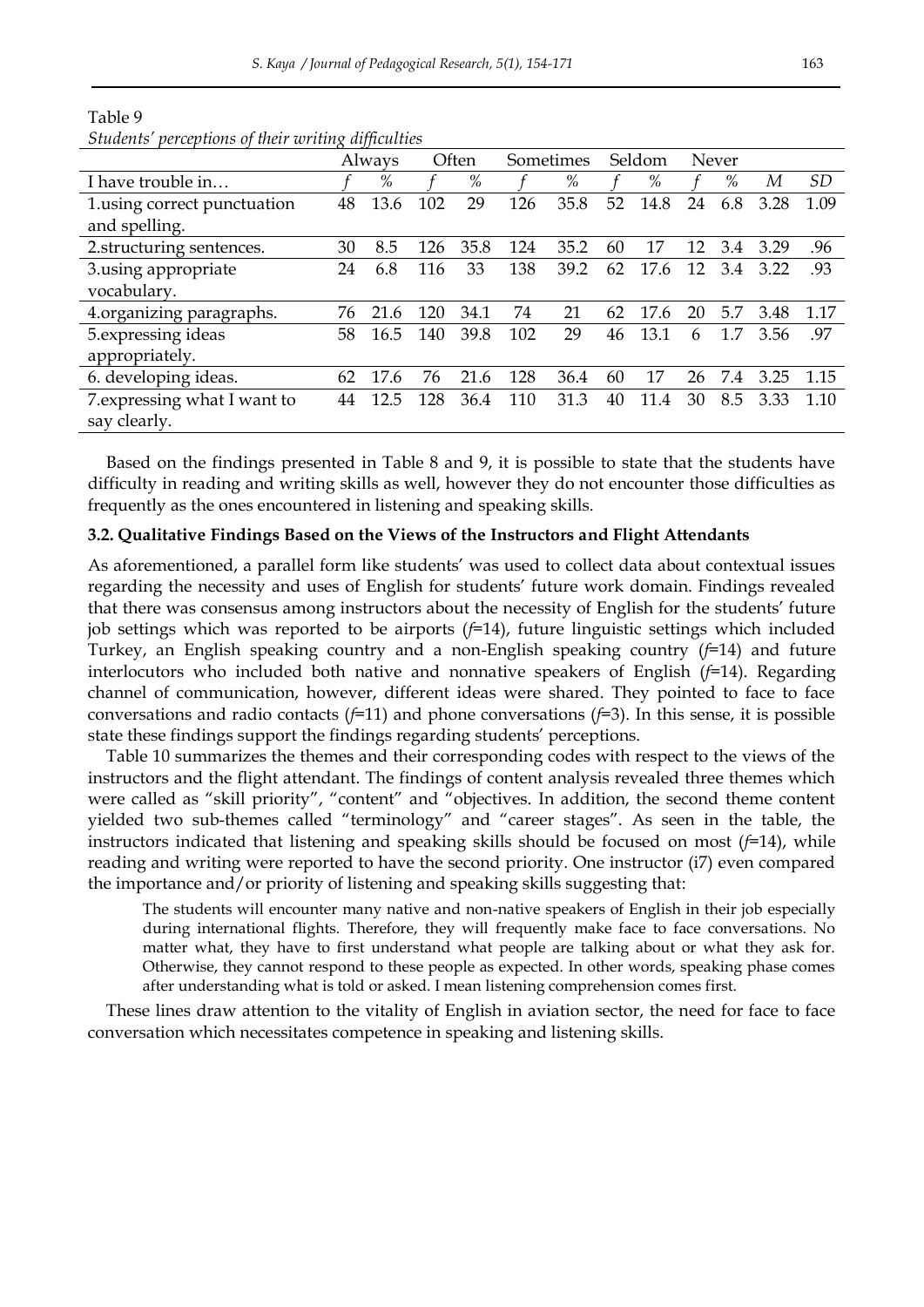Table 9

*Students' perceptions of their writing difficulties*

| | Always | | Often | | Sometimes | | Seldom | | Never | | | |
|---|---|---|---|---|---|---|---|---|---|---|---|---|
| I have trouble in… | *f* | % | *f* | % | *f* | % | *f* | % | *f* | % | *M* | *SD* |
| 1.using correct punctuation and spelling. | 48 | 13.6 | 102 | 29 | 126 | 35.8 | 52 | 14.8 | 24 | 6.8 | 3.28 | 1.09 |
| 2.structuring sentences. | 30 | 8.5 | 126 | 35.8 | 124 | 35.2 | 60 | 17 | 12 | 3.4 | 3.29 | .96 |
| 3.using appropriate vocabulary. | 24 | 6.8 | 116 | 33 | 138 | 39.2 | 62 | 17.6 | 12 | 3.4 | 3.22 | .93 |
| 4.organizing paragraphs. | 76 | 21.6 | 120 | 34.1 | 74 | 21 | 62 | 17.6 | 20 | 5.7 | 3.48 | 1.17 |
| 5.expressing ideas appropriately. | 58 | 16.5 | 140 | 39.8 | 102 | 29 | 46 | 13.1 | 6 | 1.7 | 3.56 | .97 |
| 6. developing ideas. | 62 | 17.6 | 76 | 21.6 | 128 | 36.4 | 60 | 17 | 26 | 7.4 | 3.25 | 1.15 |
| 7.expressing what I want to say clearly. | 44 | 12.5 | 128 | 36.4 | 110 | 31.3 | 40 | 11.4 | 30 | 8.5 | 3.33 | 1.10 |

Based on the findings presented in Table 8 and 9, it is possible to state that the students have difficulty in reading and writing skills as well, however they do not encounter those difficulties as frequently as the ones encountered in listening and speaking skills.

### 3.2. Qualitative Findings Based on the Views of the Instructors and Flight Attendants

As aforementioned, a parallel form like students' was used to collect data about contextual issues regarding the necessity and uses of English for students' future work domain. Findings revealed that there was consensus among instructors about the necessity of English for the students' future job settings which was reported to be airports (*f*=14), future linguistic settings which included Turkey, an English speaking country and a non-English speaking country (*f*=14) and future interlocutors who included both native and nonnative speakers of English (*f*=14). Regarding channel of communication, however, different ideas were shared. They pointed to face to face conversations and radio contacts (*f*=11) and phone conversations (*f*=3). In this sense, it is possible state these findings support the findings regarding students' perceptions.

Table 10 summarizes the themes and their corresponding codes with respect to the views of the instructors and the flight attendant. The findings of content analysis revealed three themes which were called as "skill priority", "content" and "objectives. In addition, the second theme content yielded two sub-themes called "terminology" and "career stages". As seen in the table, the instructors indicated that listening and speaking skills should be focused on most (*f*=14), while reading and writing were reported to have the second priority. One instructor (i7) even compared the importance and/or priority of listening and speaking skills suggesting that:

> The students will encounter many native and non-native speakers of English in their job especially during international flights. Therefore, they will frequently make face to face conversations. No matter what, they have to first understand what people are talking about or what they ask for. Otherwise, they cannot respond to these people as expected. In other words, speaking phase comes after understanding what is told or asked. I mean listening comprehension comes first.

These lines draw attention to the vitality of English in aviation sector, the need for face to face conversation which necessitates competence in speaking and listening skills.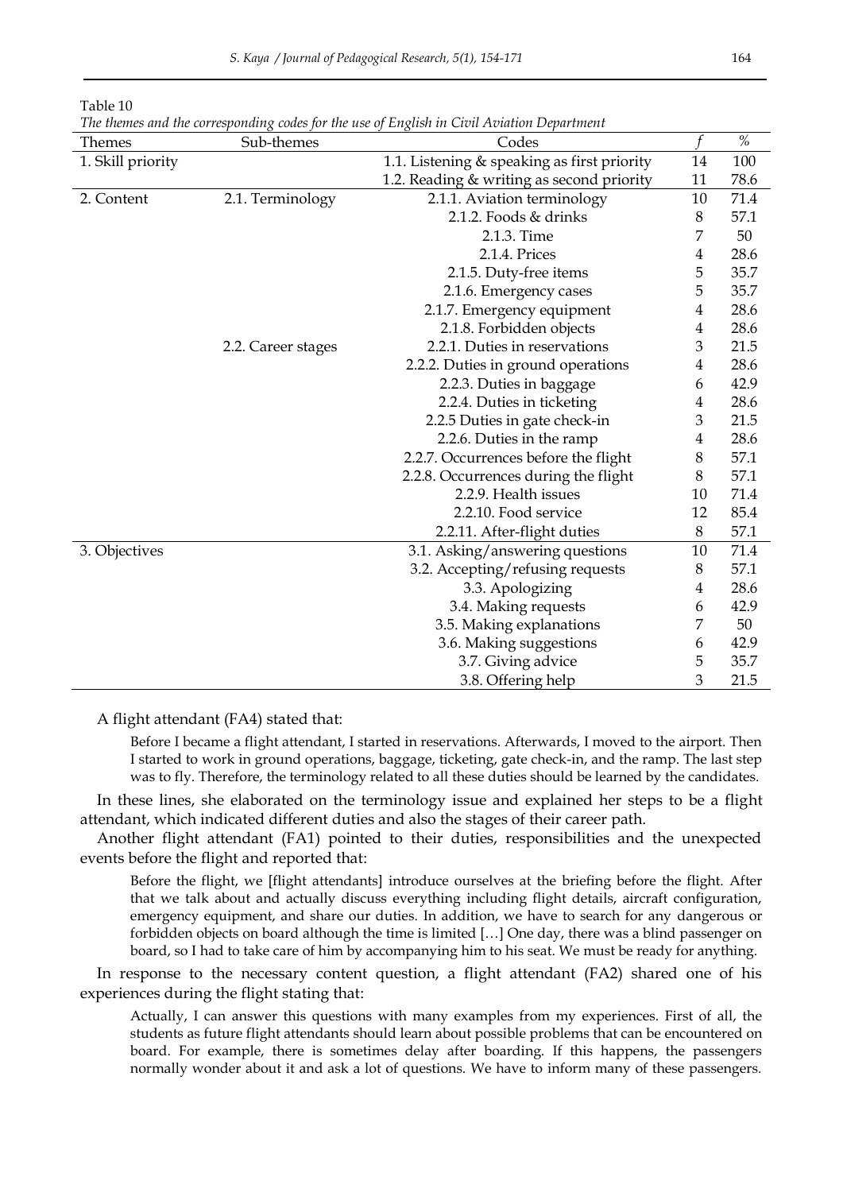Table 10

*The themes and the corresponding codes for the use of English in Civil Aviation Department*

| Themes | Sub-themes | Codes | *f* | % |
|---|---|---|---|---|
| 1. Skill priority | | 1.1. Listening & speaking as first priority | 14 | 100 |
| | | 1.2. Reading & writing as second priority | 11 | 78.6 |
| 2. Content | 2.1. Terminology | 2.1.1. Aviation terminology | 10 | 71.4 |
| | | 2.1.2. Foods & drinks | 8 | 57.1 |
| | | 2.1.3. Time | 7 | 50 |
| | | 2.1.4. Prices | 4 | 28.6 |
| | | 2.1.5. Duty-free items | 5 | 35.7 |
| | | 2.1.6. Emergency cases | 5 | 35.7 |
| | | 2.1.7. Emergency equipment | 4 | 28.6 |
| | | 2.1.8. Forbidden objects | 4 | 28.6 |
| | 2.2. Career stages | 2.2.1. Duties in reservations | 3 | 21.5 |
| | | 2.2.2. Duties in ground operations | 4 | 28.6 |
| | | 2.2.3. Duties in baggage | 6 | 42.9 |
| | | 2.2.4. Duties in ticketing | 4 | 28.6 |
| | | 2.2.5 Duties in gate check-in | 3 | 21.5 |
| | | 2.2.6. Duties in the ramp | 4 | 28.6 |
| | | 2.2.7. Occurrences before the flight | 8 | 57.1 |
| | | 2.2.8. Occurrences during the flight | 8 | 57.1 |
| | | 2.2.9. Health issues | 10 | 71.4 |
| | | 2.2.10. Food service | 12 | 85.4 |
| | | 2.2.11. After-flight duties | 8 | 57.1 |
| 3. Objectives | | 3.1. Asking/answering questions | 10 | 71.4 |
| | | 3.2. Accepting/refusing requests | 8 | 57.1 |
| | | 3.3. Apologizing | 4 | 28.6 |
| | | 3.4. Making requests | 6 | 42.9 |
| | | 3.5. Making explanations | 7 | 50 |
| | | 3.6. Making suggestions | 6 | 42.9 |
| | | 3.7. Giving advice | 5 | 35.7 |
| | | 3.8. Offering help | 3 | 21.5 |

A flight attendant (FA4) stated that:

> Before I became a flight attendant, I started in reservations. Afterwards, I moved to the airport. Then I started to work in ground operations, baggage, ticketing, gate check-in, and the ramp. The last step was to fly. Therefore, the terminology related to all these duties should be learned by the candidates.

In these lines, she elaborated on the terminology issue and explained her steps to be a flight attendant, which indicated different duties and also the stages of their career path.

Another flight attendant (FA1) pointed to their duties, responsibilities and the unexpected events before the flight and reported that:

> Before the flight, we [flight attendants] introduce ourselves at the briefing before the flight. After that we talk about and actually discuss everything including flight details, aircraft configuration, emergency equipment, and share our duties. In addition, we have to search for any dangerous or forbidden objects on board although the time is limited […] One day, there was a blind passenger on board, so I had to take care of him by accompanying him to his seat. We must be ready for anything.

In response to the necessary content question, a flight attendant (FA2) shared one of his experiences during the flight stating that:

> Actually, I can answer this questions with many examples from my experiences. First of all, the students as future flight attendants should learn about possible problems that can be encountered on board. For example, there is sometimes delay after boarding. If this happens, the passengers normally wonder about it and ask a lot of questions. We have to inform many of these passengers.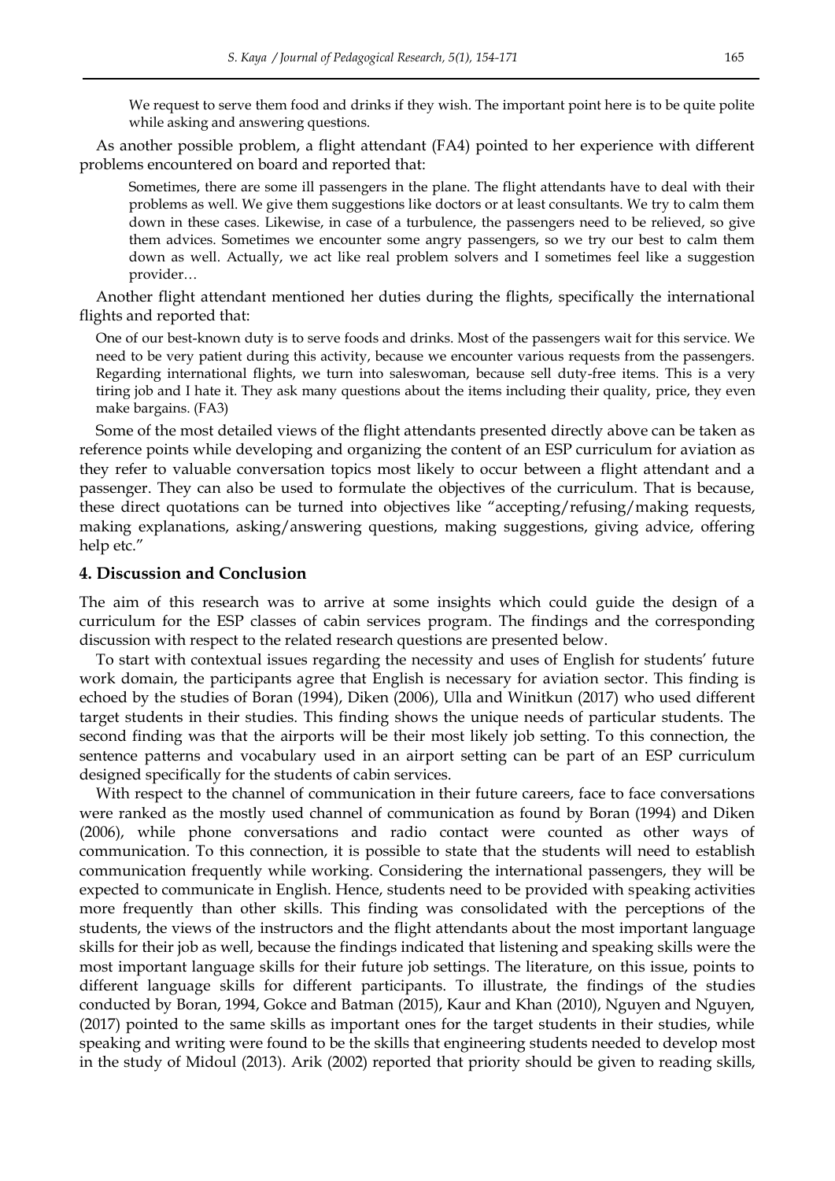> We request to serve them food and drinks if they wish. The important point here is to be quite polite while asking and answering questions.

As another possible problem, a flight attendant (FA4) pointed to her experience with different problems encountered on board and reported that:

> Sometimes, there are some ill passengers in the plane. The flight attendants have to deal with their problems as well. We give them suggestions like doctors or at least consultants. We try to calm them down in these cases. Likewise, in case of a turbulence, the passengers need to be relieved, so give them advices. Sometimes we encounter some angry passengers, so we try our best to calm them down as well. Actually, we act like real problem solvers and I sometimes feel like a suggestion provider…

Another flight attendant mentioned her duties during the flights, specifically the international flights and reported that:

> One of our best-known duty is to serve foods and drinks. Most of the passengers wait for this service. We need to be very patient during this activity, because we encounter various requests from the passengers. Regarding international flights, we turn into saleswoman, because sell duty-free items. This is a very tiring job and I hate it. They ask many questions about the items including their quality, price, they even make bargains. (FA3)

Some of the most detailed views of the flight attendants presented directly above can be taken as reference points while developing and organizing the content of an ESP curriculum for aviation as they refer to valuable conversation topics most likely to occur between a flight attendant and a passenger. They can also be used to formulate the objectives of the curriculum. That is because, these direct quotations can be turned into objectives like "accepting/refusing/making requests, making explanations, asking/answering questions, making suggestions, giving advice, offering help etc."

## 4. Discussion and Conclusion

The aim of this research was to arrive at some insights which could guide the design of a curriculum for the ESP classes of cabin services program. The findings and the corresponding discussion with respect to the related research questions are presented below.

To start with contextual issues regarding the necessity and uses of English for students' future work domain, the participants agree that English is necessary for aviation sector. This finding is echoed by the studies of Boran (1994), Diken (2006), Ulla and Winitkun (2017) who used different target students in their studies. This finding shows the unique needs of particular students. The second finding was that the airports will be their most likely job setting. To this connection, the sentence patterns and vocabulary used in an airport setting can be part of an ESP curriculum designed specifically for the students of cabin services.

With respect to the channel of communication in their future careers, face to face conversations were ranked as the mostly used channel of communication as found by Boran (1994) and Diken (2006), while phone conversations and radio contact were counted as other ways of communication. To this connection, it is possible to state that the students will need to establish communication frequently while working. Considering the international passengers, they will be expected to communicate in English. Hence, students need to be provided with speaking activities more frequently than other skills. This finding was consolidated with the perceptions of the students, the views of the instructors and the flight attendants about the most important language skills for their job as well, because the findings indicated that listening and speaking skills were the most important language skills for their future job settings. The literature, on this issue, points to different language skills for different participants. To illustrate, the findings of the studies conducted by Boran, 1994, Gokce and Batman (2015), Kaur and Khan (2010), Nguyen and Nguyen, (2017) pointed to the same skills as important ones for the target students in their studies, while speaking and writing were found to be the skills that engineering students needed to develop most in the study of Midoul (2013). Arik (2002) reported that priority should be given to reading skills,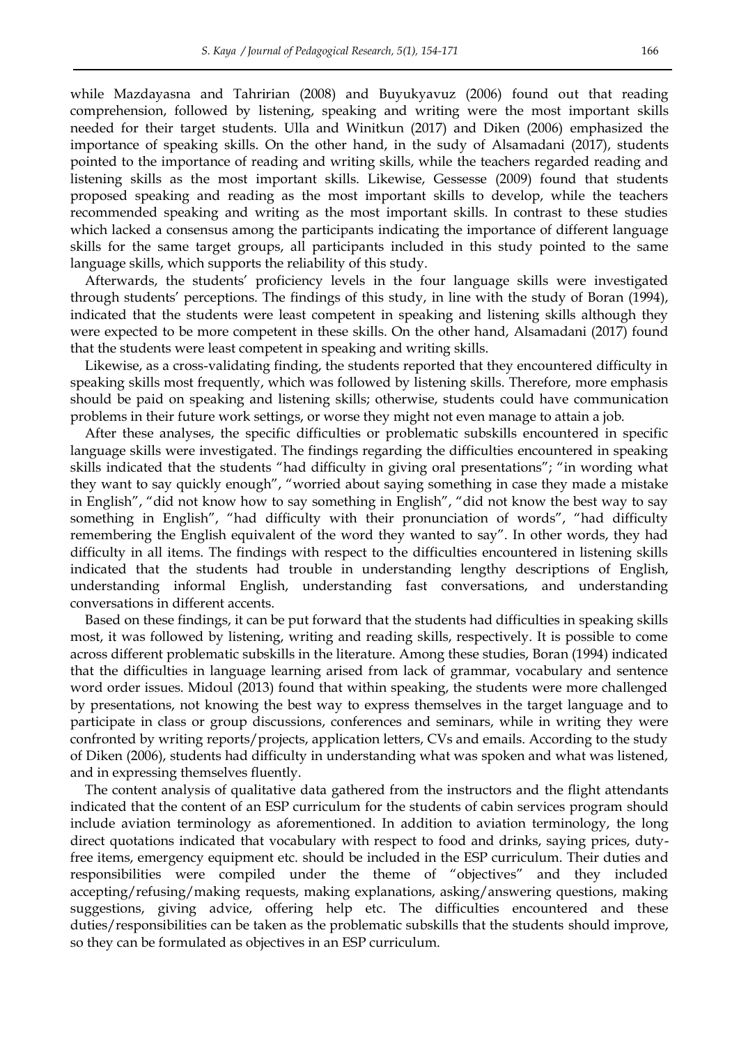while Mazdayasna and Tahririan (2008) and Buyukyavuz (2006) found out that reading comprehension, followed by listening, speaking and writing were the most important skills needed for their target students. Ulla and Winitkun (2017) and Diken (2006) emphasized the importance of speaking skills. On the other hand, in the sudy of Alsamadani (2017), students pointed to the importance of reading and writing skills, while the teachers regarded reading and listening skills as the most important skills. Likewise, Gessesse (2009) found that students proposed speaking and reading as the most important skills to develop, while the teachers recommended speaking and writing as the most important skills. In contrast to these studies which lacked a consensus among the participants indicating the importance of different language skills for the same target groups, all participants included in this study pointed to the same language skills, which supports the reliability of this study.

Afterwards, the students' proficiency levels in the four language skills were investigated through students' perceptions. The findings of this study, in line with the study of Boran (1994), indicated that the students were least competent in speaking and listening skills although they were expected to be more competent in these skills. On the other hand, Alsamadani (2017) found that the students were least competent in speaking and writing skills.

Likewise, as a cross-validating finding, the students reported that they encountered difficulty in speaking skills most frequently, which was followed by listening skills. Therefore, more emphasis should be paid on speaking and listening skills; otherwise, students could have communication problems in their future work settings, or worse they might not even manage to attain a job.

After these analyses, the specific difficulties or problematic subskills encountered in specific language skills were investigated. The findings regarding the difficulties encountered in speaking skills indicated that the students "had difficulty in giving oral presentations"; "in wording what they want to say quickly enough", "worried about saying something in case they made a mistake in English", "did not know how to say something in English", "did not know the best way to say something in English", "had difficulty with their pronunciation of words", "had difficulty remembering the English equivalent of the word they wanted to say". In other words, they had difficulty in all items. The findings with respect to the difficulties encountered in listening skills indicated that the students had trouble in understanding lengthy descriptions of English, understanding informal English, understanding fast conversations, and understanding conversations in different accents.

Based on these findings, it can be put forward that the students had difficulties in speaking skills most, it was followed by listening, writing and reading skills, respectively. It is possible to come across different problematic subskills in the literature. Among these studies, Boran (1994) indicated that the difficulties in language learning arised from lack of grammar, vocabulary and sentence word order issues. Midoul (2013) found that within speaking, the students were more challenged by presentations, not knowing the best way to express themselves in the target language and to participate in class or group discussions, conferences and seminars, while in writing they were confronted by writing reports/projects, application letters, CVs and emails. According to the study of Diken (2006), students had difficulty in understanding what was spoken and what was listened, and in expressing themselves fluently.

The content analysis of qualitative data gathered from the instructors and the flight attendants indicated that the content of an ESP curriculum for the students of cabin services program should include aviation terminology as aforementioned. In addition to aviation terminology, the long direct quotations indicated that vocabulary with respect to food and drinks, saying prices, duty-free items, emergency equipment etc. should be included in the ESP curriculum. Their duties and responsibilities were compiled under the theme of "objectives" and they included accepting/refusing/making requests, making explanations, asking/answering questions, making suggestions, giving advice, offering help etc. The difficulties encountered and these duties/responsibilities can be taken as the problematic subskills that the students should improve, so they can be formulated as objectives in an ESP curriculum.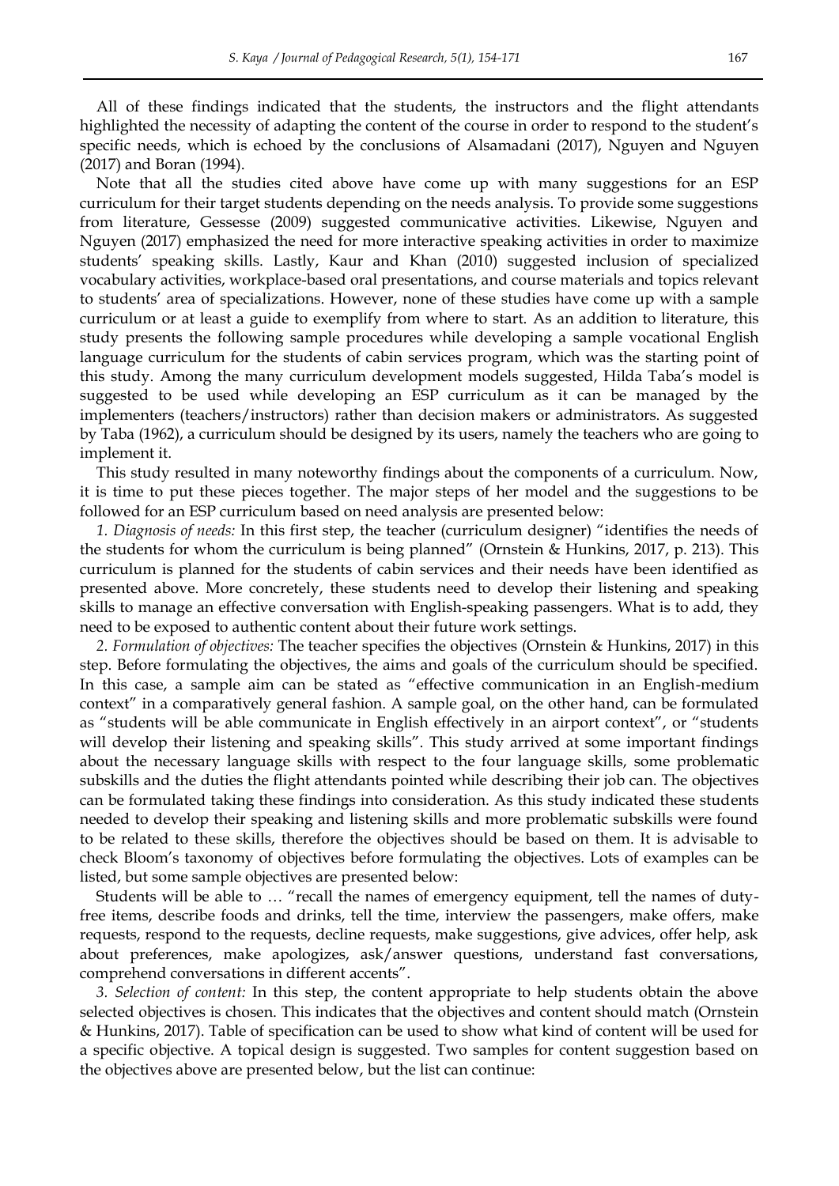All of these findings indicated that the students, the instructors and the flight attendants highlighted the necessity of adapting the content of the course in order to respond to the student's specific needs, which is echoed by the conclusions of Alsamadani (2017), Nguyen and Nguyen (2017) and Boran (1994).

Note that all the studies cited above have come up with many suggestions for an ESP curriculum for their target students depending on the needs analysis. To provide some suggestions from literature, Gessesse (2009) suggested communicative activities. Likewise, Nguyen and Nguyen (2017) emphasized the need for more interactive speaking activities in order to maximize students' speaking skills. Lastly, Kaur and Khan (2010) suggested inclusion of specialized vocabulary activities, workplace-based oral presentations, and course materials and topics relevant to students' area of specializations. However, none of these studies have come up with a sample curriculum or at least a guide to exemplify from where to start. As an addition to literature, this study presents the following sample procedures while developing a sample vocational English language curriculum for the students of cabin services program, which was the starting point of this study. Among the many curriculum development models suggested, Hilda Taba's model is suggested to be used while developing an ESP curriculum as it can be managed by the implementers (teachers/instructors) rather than decision makers or administrators. As suggested by Taba (1962), a curriculum should be designed by its users, namely the teachers who are going to implement it.

This study resulted in many noteworthy findings about the components of a curriculum. Now, it is time to put these pieces together. The major steps of her model and the suggestions to be followed for an ESP curriculum based on need analysis are presented below:

*1. Diagnosis of needs:* In this first step, the teacher (curriculum designer) "identifies the needs of the students for whom the curriculum is being planned" (Ornstein & Hunkins, 2017, p. 213). This curriculum is planned for the students of cabin services and their needs have been identified as presented above. More concretely, these students need to develop their listening and speaking skills to manage an effective conversation with English-speaking passengers. What is to add, they need to be exposed to authentic content about their future work settings.

*2. Formulation of objectives:* The teacher specifies the objectives (Ornstein & Hunkins, 2017) in this step. Before formulating the objectives, the aims and goals of the curriculum should be specified. In this case, a sample aim can be stated as "effective communication in an English-medium context" in a comparatively general fashion. A sample goal, on the other hand, can be formulated as "students will be able communicate in English effectively in an airport context", or "students will develop their listening and speaking skills". This study arrived at some important findings about the necessary language skills with respect to the four language skills, some problematic subskills and the duties the flight attendants pointed while describing their job can. The objectives can be formulated taking these findings into consideration. As this study indicated these students needed to develop their speaking and listening skills and more problematic subskills were found to be related to these skills, therefore the objectives should be based on them. It is advisable to check Bloom's taxonomy of objectives before formulating the objectives. Lots of examples can be listed, but some sample objectives are presented below:

Students will be able to … "recall the names of emergency equipment, tell the names of duty-free items, describe foods and drinks, tell the time, interview the passengers, make offers, make requests, respond to the requests, decline requests, make suggestions, give advices, offer help, ask about preferences, make apologizes, ask/answer questions, understand fast conversations, comprehend conversations in different accents".

*3. Selection of content:* In this step, the content appropriate to help students obtain the above selected objectives is chosen. This indicates that the objectives and content should match (Ornstein & Hunkins, 2017). Table of specification can be used to show what kind of content will be used for a specific objective. A topical design is suggested. Two samples for content suggestion based on the objectives above are presented below, but the list can continue: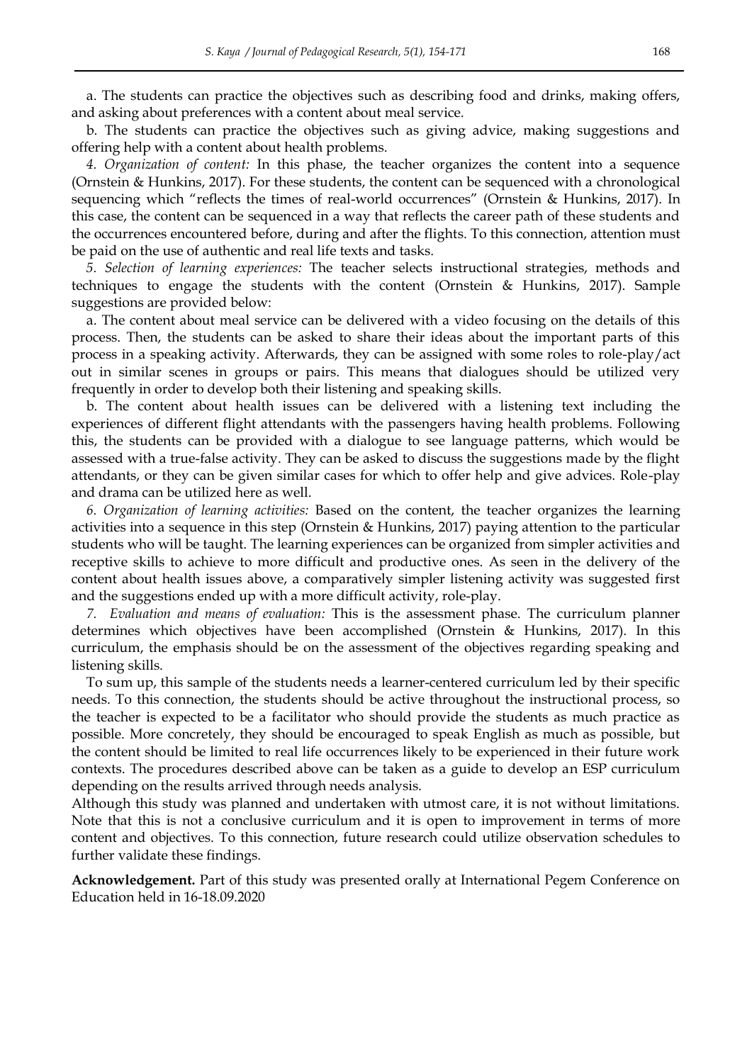a. The students can practice the objectives such as describing food and drinks, making offers, and asking about preferences with a content about meal service.

b. The students can practice the objectives such as giving advice, making suggestions and offering help with a content about health problems.

*4. Organization of content:* In this phase, the teacher organizes the content into a sequence (Ornstein & Hunkins, 2017). For these students, the content can be sequenced with a chronological sequencing which "reflects the times of real-world occurrences" (Ornstein & Hunkins, 2017). In this case, the content can be sequenced in a way that reflects the career path of these students and the occurrences encountered before, during and after the flights. To this connection, attention must be paid on the use of authentic and real life texts and tasks.

*5. Selection of learning experiences:* The teacher selects instructional strategies, methods and techniques to engage the students with the content (Ornstein & Hunkins, 2017). Sample suggestions are provided below:

a. The content about meal service can be delivered with a video focusing on the details of this process. Then, the students can be asked to share their ideas about the important parts of this process in a speaking activity. Afterwards, they can be assigned with some roles to role-play/act out in similar scenes in groups or pairs. This means that dialogues should be utilized very frequently in order to develop both their listening and speaking skills.

b. The content about health issues can be delivered with a listening text including the experiences of different flight attendants with the passengers having health problems. Following this, the students can be provided with a dialogue to see language patterns, which would be assessed with a true-false activity. They can be asked to discuss the suggestions made by the flight attendants, or they can be given similar cases for which to offer help and give advices. Role-play and drama can be utilized here as well.

*6. Organization of learning activities:* Based on the content, the teacher organizes the learning activities into a sequence in this step (Ornstein & Hunkins, 2017) paying attention to the particular students who will be taught. The learning experiences can be organized from simpler activities and receptive skills to achieve to more difficult and productive ones. As seen in the delivery of the content about health issues above, a comparatively simpler listening activity was suggested first and the suggestions ended up with a more difficult activity, role-play.

*7. Evaluation and means of evaluation:* This is the assessment phase. The curriculum planner determines which objectives have been accomplished (Ornstein & Hunkins, 2017). In this curriculum, the emphasis should be on the assessment of the objectives regarding speaking and listening skills.

To sum up, this sample of the students needs a learner-centered curriculum led by their specific needs. To this connection, the students should be active throughout the instructional process, so the teacher is expected to be a facilitator who should provide the students as much practice as possible. More concretely, they should be encouraged to speak English as much as possible, but the content should be limited to real life occurrences likely to be experienced in their future work contexts. The procedures described above can be taken as a guide to develop an ESP curriculum depending on the results arrived through needs analysis.

Although this study was planned and undertaken with utmost care, it is not without limitations. Note that this is not a conclusive curriculum and it is open to improvement in terms of more content and objectives. To this connection, future research could utilize observation schedules to further validate these findings.

**Acknowledgement.** Part of this study was presented orally at International Pegem Conference on Education held in 16-18.09.2020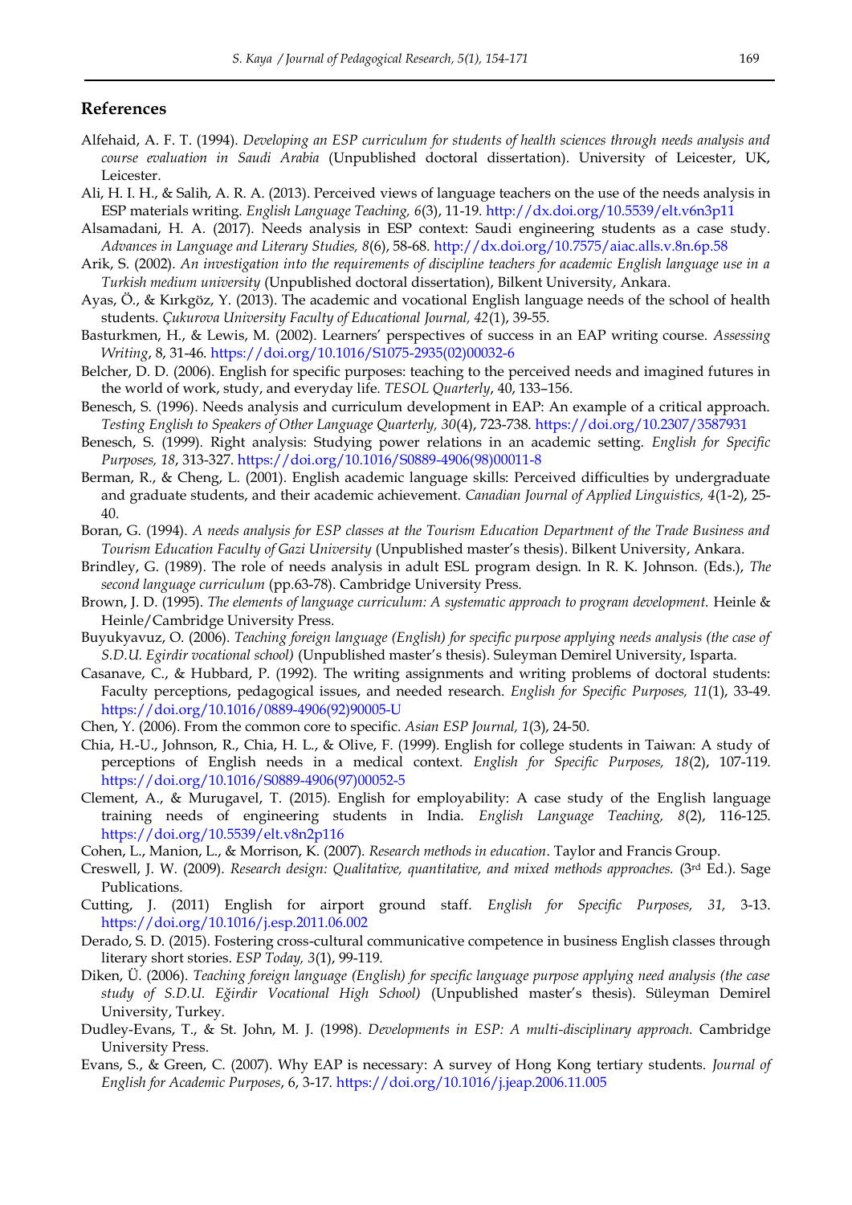## References

Alfehaid, A. F. T. (1994). *Developing an ESP curriculum for students of health sciences through needs analysis and course evaluation in Saudi Arabia* (Unpublished doctoral dissertation). University of Leicester, UK, Leicester.

Ali, H. I. H., & Salih, A. R. A. (2013). Perceived views of language teachers on the use of the needs analysis in ESP materials writing. *English Language Teaching, 6*(3), 11-19. http://dx.doi.org/10.5539/elt.v6n3p11

Alsamadani, H. A. (2017). Needs analysis in ESP context: Saudi engineering students as a case study. *Advances in Language and Literary Studies, 8*(6), 58-68. http://dx.doi.org/10.7575/aiac.alls.v.8n.6p.58

Arik, S. (2002). *An investigation into the requirements of discipline teachers for academic English language use in a Turkish medium university* (Unpublished doctoral dissertation), Bilkent University, Ankara.

Ayas, Ö., & Kırkgöz, Y. (2013). The academic and vocational English language needs of the school of health students. *Çukurova University Faculty of Educational Journal, 42*(1), 39-55.

Basturkmen, H., & Lewis, M. (2002). Learners' perspectives of success in an EAP writing course. *Assessing Writing*, 8, 31-46. https://doi.org/10.1016/S1075-2935(02)00032-6

Belcher, D. D. (2006). English for specific purposes: teaching to the perceived needs and imagined futures in the world of work, study, and everyday life. *TESOL Quarterly*, 40, 133–156.

Benesch, S. (1996). Needs analysis and curriculum development in EAP: An example of a critical approach. *Testing English to Speakers of Other Language Quarterly, 30*(4), 723-738. https://doi.org/10.2307/3587931

Benesch, S. (1999). Right analysis: Studying power relations in an academic setting. *English for Specific Purposes, 18*, 313-327. https://doi.org/10.1016/S0889-4906(98)00011-8

Berman, R., & Cheng, L. (2001). English academic language skills: Perceived difficulties by undergraduate and graduate students, and their academic achievement. *Canadian Journal of Applied Linguistics, 4*(1-2), 25-40.

Boran, G. (1994). *A needs analysis for ESP classes at the Tourism Education Department of the Trade Business and Tourism Education Faculty of Gazi University* (Unpublished master's thesis). Bilkent University, Ankara.

Brindley, G. (1989). The role of needs analysis in adult ESL program design. In R. K. Johnson. (Eds.), *The second language curriculum* (pp.63-78). Cambridge University Press.

Brown, J. D. (1995). *The elements of language curriculum: A systematic approach to program development.* Heinle & Heinle/Cambridge University Press.

Buyukyavuz, O. (2006). *Teaching foreign language (English) for specific purpose applying needs analysis (the case of S.D.U. Egirdir vocational school)* (Unpublished master's thesis). Suleyman Demirel University, Isparta.

Casanave, C., & Hubbard, P. (1992). The writing assignments and writing problems of doctoral students: Faculty perceptions, pedagogical issues, and needed research. *English for Specific Purposes, 11*(1), 33-49. https://doi.org/10.1016/0889-4906(92)90005-U

Chen, Y. (2006). From the common core to specific. *Asian ESP Journal, 1*(3), 24-50.

Chia, H.-U., Johnson, R., Chia, H. L., & Olive, F. (1999). English for college students in Taiwan: A study of perceptions of English needs in a medical context. *English for Specific Purposes, 18*(2), 107-119. https://doi.org/10.1016/S0889-4906(97)00052-5

Clement, A., & Murugavel, T. (2015). English for employability: A case study of the English language training needs of engineering students in India. *English Language Teaching, 8*(2), 116-125. https://doi.org/10.5539/elt.v8n2p116

Cohen, L., Manion, L., & Morrison, K. (2007). *Research methods in education*. Taylor and Francis Group.

Creswell, J. W. (2009). *Research design: Qualitative, quantitative, and mixed methods approaches.* (3rd Ed.). Sage Publications.

Cutting, J. (2011) English for airport ground staff. *English for Specific Purposes, 31,* 3-13. https://doi.org/10.1016/j.esp.2011.06.002

Derado, S. D. (2015). Fostering cross-cultural communicative competence in business English classes through literary short stories. *ESP Today, 3*(1), 99-119.

Diken, Ü. (2006). *Teaching foreign language (English) for specific language purpose applying need analysis (the case study of S.D.U. Eğirdir Vocational High School)* (Unpublished master's thesis). Süleyman Demirel University, Turkey.

Dudley-Evans, T., & St. John, M. J. (1998). *Developments in ESP: A multi-disciplinary approach.* Cambridge University Press.

Evans, S., & Green, C. (2007). Why EAP is necessary: A survey of Hong Kong tertiary students. *Journal of English for Academic Purposes*, 6, 3-17. https://doi.org/10.1016/j.jeap.2006.11.005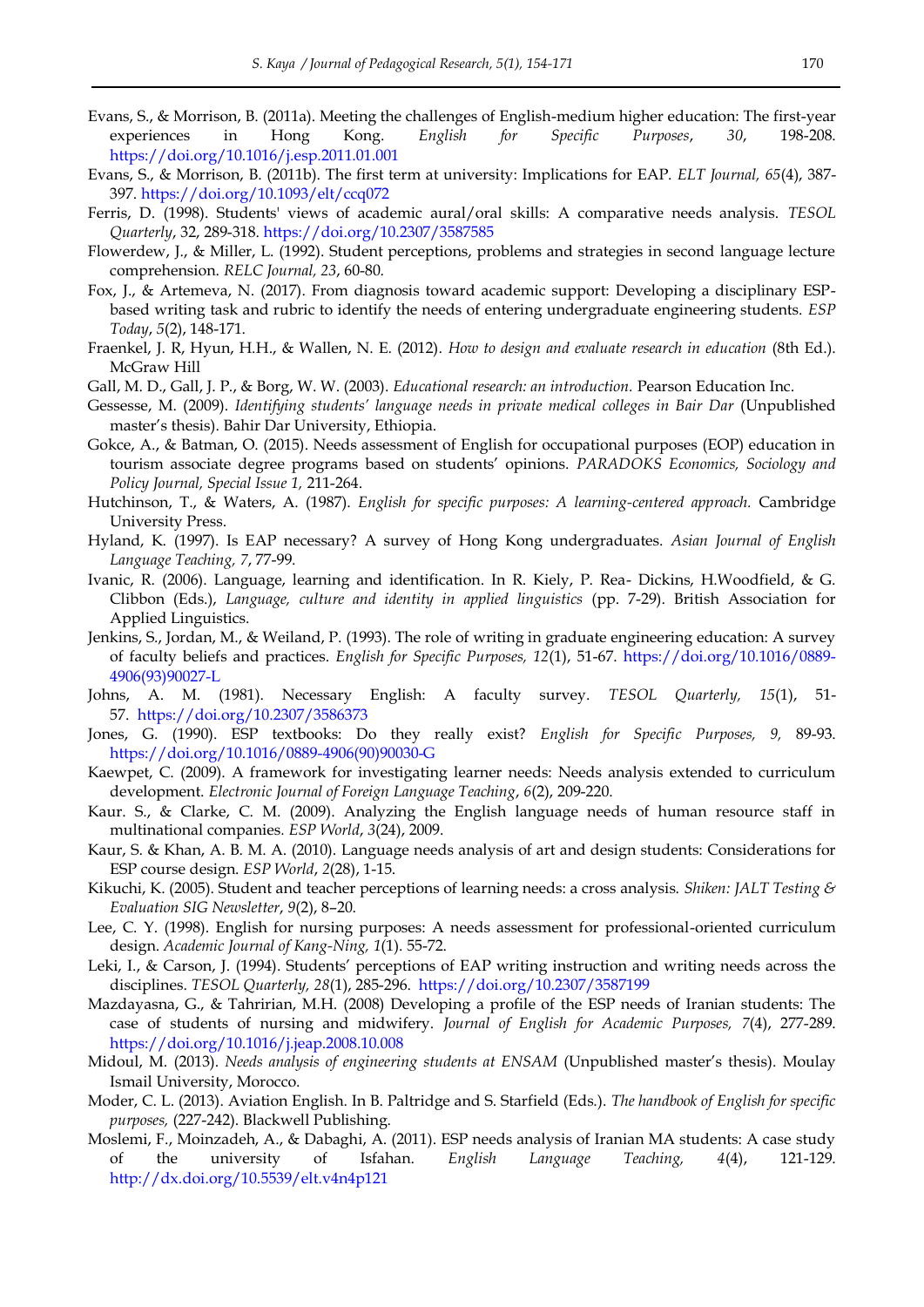Evans, S., & Morrison, B. (2011a). Meeting the challenges of English-medium higher education: The first-year experiences in Hong Kong. *English for Specific Purposes*, *30*, 198-208. https://doi.org/10.1016/j.esp.2011.01.001

Evans, S., & Morrison, B. (2011b). The first term at university: Implications for EAP. *ELT Journal, 65*(4), 387-397. https://doi.org/10.1093/elt/ccq072

Ferris, D. (1998). Students' views of academic aural/oral skills: A comparative needs analysis. *TESOL Quarterly*, 32, 289-318. https://doi.org/10.2307/3587585

Flowerdew, J., & Miller, L. (1992). Student perceptions, problems and strategies in second language lecture comprehension. *RELC Journal, 23*, 60-80.

Fox, J., & Artemeva, N. (2017). From diagnosis toward academic support: Developing a disciplinary ESP-based writing task and rubric to identify the needs of entering undergraduate engineering students. *ESP Today*, *5*(2), 148-171.

Fraenkel, J. R, Hyun, H.H., & Wallen, N. E. (2012). *How to design and evaluate research in education* (8th Ed.). McGraw Hill

Gall, M. D., Gall, J. P., & Borg, W. W. (2003). *Educational research: an introduction.* Pearson Education Inc.

Gessesse, M. (2009). *Identifying students' language needs in private medical colleges in Bair Dar* (Unpublished master's thesis). Bahir Dar University, Ethiopia.

Gokce, A., & Batman, O. (2015). Needs assessment of English for occupational purposes (EOP) education in tourism associate degree programs based on students' opinions. *PARADOKS Economics, Sociology and Policy Journal, Special Issue 1,* 211-264.

Hutchinson, T., & Waters, A. (1987). *English for specific purposes: A learning-centered approach.* Cambridge University Press.

Hyland, K. (1997). Is EAP necessary? A survey of Hong Kong undergraduates. *Asian Journal of English Language Teaching, 7*, 77-99.

Ivanic, R. (2006). Language, learning and identification. In R. Kiely, P. Rea- Dickins, H.Woodfield, & G. Clibbon (Eds.), *Language, culture and identity in applied linguistics* (pp. 7-29). British Association for Applied Linguistics.

Jenkins, S., Jordan, M., & Weiland, P. (1993). The role of writing in graduate engineering education: A survey of faculty beliefs and practices. *English for Specific Purposes, 12*(1), 51-67. https://doi.org/10.1016/0889-4906(93)90027-L

Johns, A. M. (1981). Necessary English: A faculty survey. *TESOL Quarterly, 15*(1), 51-57. https://doi.org/10.2307/3586373

Jones, G. (1990). ESP textbooks: Do they really exist? *English for Specific Purposes, 9,* 89-93. https://doi.org/10.1016/0889-4906(90)90030-G

Kaewpet, C. (2009). A framework for investigating learner needs: Needs analysis extended to curriculum development. *Electronic Journal of Foreign Language Teaching*, *6*(2), 209-220.

Kaur. S., & Clarke, C. M. (2009). Analyzing the English language needs of human resource staff in multinational companies. *ESP World*, *3*(24), 2009.

Kaur, S. & Khan, A. B. M. A. (2010). Language needs analysis of art and design students: Considerations for ESP course design. *ESP World*, *2*(28), 1-15.

Kikuchi, K. (2005). Student and teacher perceptions of learning needs: a cross analysis. *Shiken: JALT Testing & Evaluation SIG Newsletter*, *9*(2), 8–20.

Lee, C. Y. (1998). English for nursing purposes: A needs assessment for professional-oriented curriculum design. *Academic Journal of Kang-Ning, 1*(1). 55-72.

Leki, I., & Carson, J. (1994). Students' perceptions of EAP writing instruction and writing needs across the disciplines. *TESOL Quarterly, 28*(1), 285-296. https://doi.org/10.2307/3587199

Mazdayasna, G., & Tahririan, M.H. (2008) Developing a profile of the ESP needs of Iranian students: The case of students of nursing and midwifery. *Journal of English for Academic Purposes, 7*(4), 277-289. https://doi.org/10.1016/j.jeap.2008.10.008

Midoul, M. (2013). *Needs analysis of engineering students at ENSAM* (Unpublished master's thesis). Moulay Ismail University, Morocco.

Moder, C. L. (2013). Aviation English. In B. Paltridge and S. Starfield (Eds.). *The handbook of English for specific purposes,* (227-242). Blackwell Publishing.

Moslemi, F., Moinzadeh, A., & Dabaghi, A. (2011). ESP needs analysis of Iranian MA students: A case study of the university of Isfahan. *English Language Teaching, 4*(4), 121-129. http://dx.doi.org/10.5539/elt.v4n4p121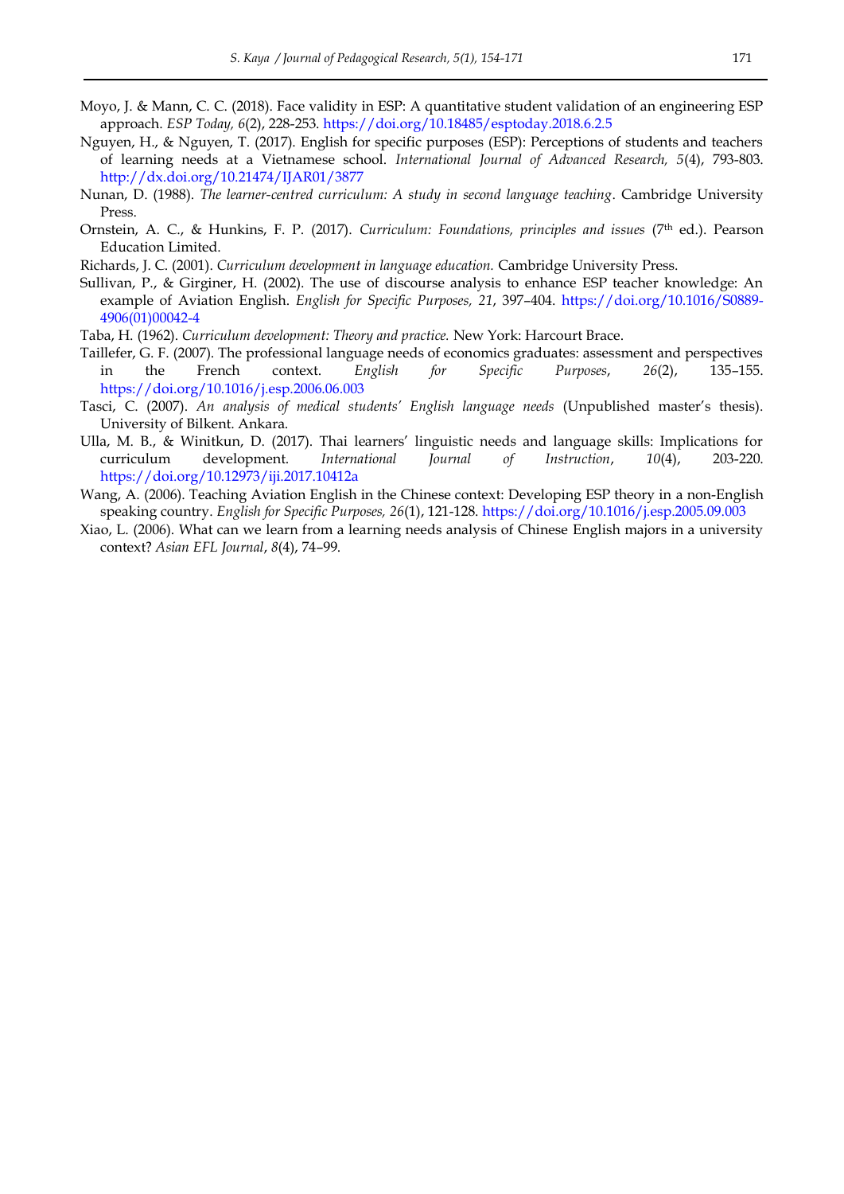Moyo, J. & Mann, C. C. (2018). Face validity in ESP: A quantitative student validation of an engineering ESP approach. *ESP Today, 6*(2), 228-253. https://doi.org/10.18485/esptoday.2018.6.2.5

Nguyen, H., & Nguyen, T. (2017). English for specific purposes (ESP): Perceptions of students and teachers of learning needs at a Vietnamese school. *International Journal of Advanced Research, 5*(4), 793-803. http://dx.doi.org/10.21474/IJAR01/3877

Nunan, D. (1988). *The learner-centred curriculum: A study in second language teaching*. Cambridge University Press.

Ornstein, A. C., & Hunkins, F. P. (2017). *Curriculum: Foundations, principles and issues* (7th ed.). Pearson Education Limited.

Richards, J. C. (2001). *Curriculum development in language education.* Cambridge University Press.

Sullivan, P., & Girginer, H. (2002). The use of discourse analysis to enhance ESP teacher knowledge: An example of Aviation English. *English for Specific Purposes, 21*, 397–404. https://doi.org/10.1016/S0889-4906(01)00042-4

Taba, H. (1962). *Curriculum development: Theory and practice.* New York: Harcourt Brace.

Taillefer, G. F. (2007). The professional language needs of economics graduates: assessment and perspectives in the French context. *English for Specific Purposes*, *26*(2), 135–155. https://doi.org/10.1016/j.esp.2006.06.003

Tasci, C. (2007). *An analysis of medical students' English language needs* (Unpublished master's thesis). University of Bilkent. Ankara.

Ulla, M. B., & Winitkun, D. (2017). Thai learners' linguistic needs and language skills: Implications for curriculum development. *International Journal of Instruction*, *10*(4), 203-220. https://doi.org/10.12973/iji.2017.10412a

Wang, A. (2006). Teaching Aviation English in the Chinese context: Developing ESP theory in a non-English speaking country. *English for Specific Purposes, 26*(1), 121-128. https://doi.org/10.1016/j.esp.2005.09.003

Xiao, L. (2006). What can we learn from a learning needs analysis of Chinese English majors in a university context? *Asian EFL Journal*, *8*(4), 74–99.